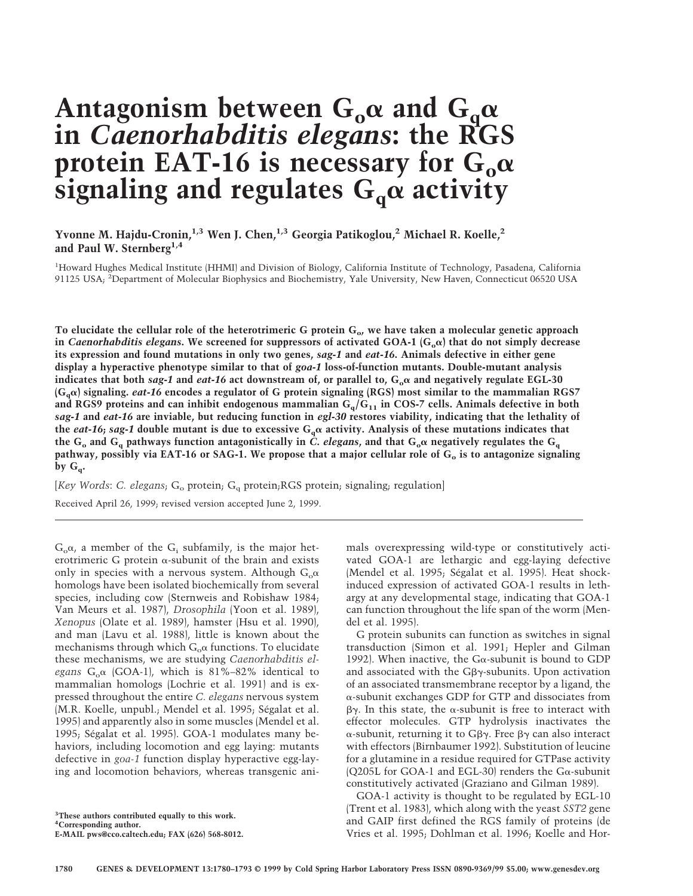# Antagonism between $G_o\alpha$ and $G_q\alpha$ in *Caenorhabditis elegans*: the RGS protein EAT-16 is necessary for $G_o\alpha$ signaling and regulates $G_q\alpha$ activity

Yvonne M. Hajdu-Cronin,[1,3] Wen J. Chen,[1,3] Georgia Patikoglou,[2] Michael R. Koelle,[2] and Paul W. Sternberg[1,4]

[1]Howard Hughes Medical Institute (HHMI) and Division of Biology, California Institute of Technology, Pasadena, California 91125 USA; [2]Department of Molecular Biophysics and Biochemistry, Yale University, New Haven, Connecticut 06520 USA

**To elucidate the cellular role of the heterotrimeric G protein $G_o$, we have taken a molecular genetic approach in *Caenorhabditis elegans*. We screened for suppressors of activated GOA-1 ($G_o\alpha$) that do not simply decrease its expression and found mutations in only two genes, *sag-1* and *eat-16*. Animals defective in either gene display a hyperactive phenotype similar to that of *goa-1* loss-of-function mutants. Double-mutant analysis indicates that both *sag-1* and *eat-16* act downstream of, or parallel to, $G_o\alpha$ and negatively regulate EGL-30 ($G_q\alpha$) signaling. *eat-16* encodes a regulator of G protein signaling (RGS) most similar to the mammalian RGS7 and RGS9 proteins and can inhibit endogenous mammalian $G_q/G_{11}$ in COS-7 cells. Animals defective in both *sag-1* and *eat-16* are inviable, but reducing function in *egl-30* restores viability, indicating that the lethality of the *eat-16; sag-1* double mutant is due to excessive $G_q\alpha$ activity. Analysis of these mutations indicates that the $G_o$ and $G_q$ pathways function antagonistically in *C. elegans*, and that $G_o\alpha$ negatively regulates the $G_q$ pathway, possibly via EAT-16 or SAG-1. We propose that a major cellular role of $G_o$ is to antagonize signaling by $G_q$.**

[*Key Words*: *C. elegans*; $G_o$ protein; $G_q$ protein;RGS protein; signaling; regulation]

Received April 26, 1999; revised version accepted June 2, 1999.

$G_o\alpha$, a member of the $G_i$ subfamily, is the major heterotrimeric G protein α-subunit of the brain and exists only in species with a nervous system. Although $G_o\alpha$ homologs have been isolated biochemically from several species, including cow (Sternweis and Robishaw 1984; Van Meurs et al. 1987), *Drosophila* (Yoon et al. 1989), *Xenopus* (Olate et al. 1989), hamster (Hsu et al. 1990), and man (Lavu et al. 1988), little is known about the mechanisms through which $G_o\alpha$ functions. To elucidate these mechanisms, we are studying *Caenorhabditis elegans* $G_o\alpha$ (GOA-1), which is 81%–82% identical to mammalian homologs (Lochrie et al. 1991) and is expressed throughout the entire *C. elegans* nervous system (M.R. Koelle, unpubl.; Mendel et al. 1995; Ségalat et al. 1995) and apparently also in some muscles (Mendel et al. 1995; Ségalat et al. 1995). GOA-1 modulates many behaviors, including locomotion and egg laying: mutants defective in *goa-1* function display hyperactive egg-laying and locomotion behaviors, whereas transgenic animals overexpressing wild-type or constitutively activated GOA-1 are lethargic and egg-laying defective (Mendel et al. 1995; Ségalat et al. 1995). Heat shock-induced expression of activated GOA-1 results in lethargy at any developmental stage, indicating that GOA-1 can function throughout the life span of the worm (Mendel et al. 1995).

G protein subunits can function as switches in signal transduction (Simon et al. 1991; Hepler and Gilman 1992). When inactive, the Gα-subunit is bound to GDP and associated with the Gβγ-subunits. Upon activation of an associated transmembrane receptor by a ligand, the α-subunit exchanges GDP for GTP and dissociates from βγ. In this state, the α-subunit is free to interact with effector molecules. GTP hydrolysis inactivates the α-subunit, returning it to Gβγ. Free βγ can also interact with effectors (Birnbaumer 1992). Substitution of leucine for a glutamine in a residue required for GTPase activity (Q205L for GOA-1 and EGL-30) renders the Gα-subunit constitutively activated (Graziano and Gilman 1989).

GOA-1 activity is thought to be regulated by EGL-10 (Trent et al. 1983), which along with the yeast *SST2* gene and GAIP first defined the RGS family of proteins (de Vries et al. 1995; Dohlman et al. 1996; Koelle and Hor-

[3]These authors contributed equally to this work.
[4]Corresponding author.
E-MAIL pws@cco.caltech.edu; FAX (626) 568-8012.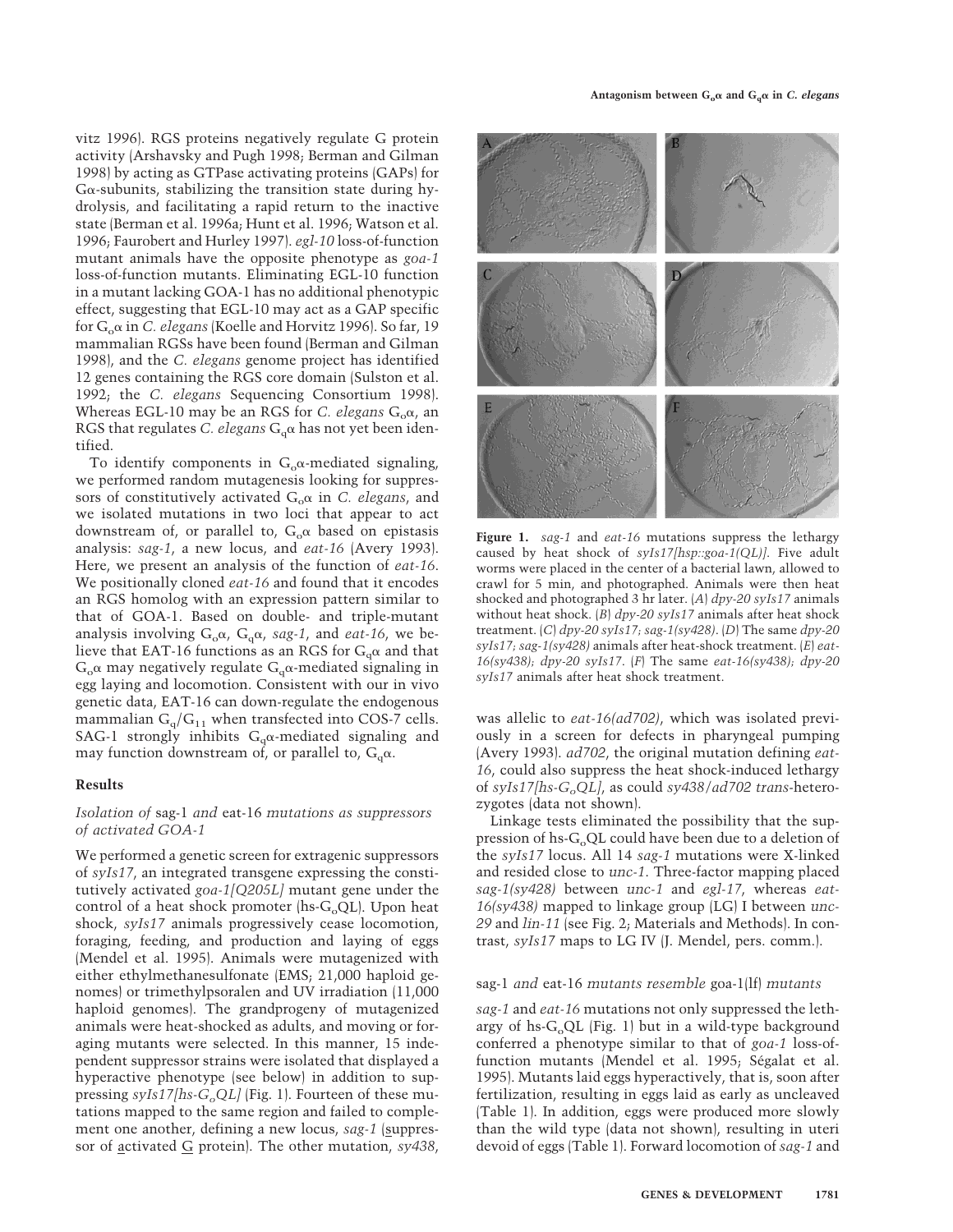vitz 1996). RGS proteins negatively regulate G protein activity (Arshavsky and Pugh 1998; Berman and Gilman 1998) by acting as GTPase activating proteins (GAPs) for $G\alpha$-subunits, stabilizing the transition state during hydrolysis, and facilitating a rapid return to the inactive state (Berman et al. 1996a; Hunt et al. 1996; Watson et al. 1996; Faurobert and Hurley 1997). *egl-10* loss-of-function mutant animals have the opposite phenotype as *goa-1* loss-of-function mutants. Eliminating EGL-10 function in a mutant lacking GOA-1 has no additional phenotypic effect, suggesting that EGL-10 may act as a GAP specific for $G_o\alpha$ in *C. elegans* (Koelle and Horvitz 1996). So far, 19 mammalian RGSs have been found (Berman and Gilman 1998), and the *C. elegans* genome project has identified 12 genes containing the RGS core domain (Sulston et al. 1992; the *C. elegans* Sequencing Consortium 1998). Whereas EGL-10 may be an RGS for *C. elegans* $G_o\alpha$, an RGS that regulates *C. elegans* $G_q\alpha$ has not yet been identified.

To identify components in $G_o\alpha$-mediated signaling, we performed random mutagenesis looking for suppressors of constitutively activated $G_o\alpha$ in *C. elegans*, and we isolated mutations in two loci that appear to act downstream of, or parallel to, $G_o\alpha$ based on epistasis analysis: *sag-1*, a new locus, and *eat-16* (Avery 1993). Here, we present an analysis of the function of *eat-16*. We positionally cloned *eat-16* and found that it encodes an RGS homolog with an expression pattern similar to that of GOA-1. Based on double- and triple-mutant analysis involving $G_o\alpha$, $G_q\alpha$, *sag-1*, and *eat-16*, we believe that EAT-16 functions as an RGS for $G_q\alpha$ and that $G_o\alpha$ may negatively regulate $G_q\alpha$-mediated signaling in egg laying and locomotion. Consistent with our in vivo genetic data, EAT-16 can down-regulate the endogenous mammalian $G_q/G_{11}$ when transfected into COS-7 cells. SAG-1 strongly inhibits $G_q\alpha$-mediated signaling and may function downstream of, or parallel to, $G_q\alpha$.

## Results

### *Isolation of* sag-1 *and* eat-16 *mutations as suppressors of activated GOA-1*

We performed a genetic screen for extragenic suppressors of *syIs17*, an integrated transgene expressing the constitutively activated *goa-1[Q205L]* mutant gene under the control of a heat shock promoter (hs-$G_o$QL). Upon heat shock, *syIs17* animals progressively cease locomotion, foraging, feeding, and production and laying of eggs (Mendel et al. 1995). Animals were mutagenized with either ethylmethanesulfonate (EMS; 21,000 haploid genomes) or trimethylpsoralen and UV irradiation (11,000 haploid genomes). The grandprogeny of mutagenized animals were heat-shocked as adults, and moving or foraging mutants were selected. In this manner, 15 independent suppressor strains were isolated that displayed a hyperactive phenotype (see below) in addition to suppressing *syIs17[hs-$G_o$QL]* (Fig. 1). Fourteen of these mutations mapped to the same region and failed to complement one another, defining a new locus, *sag-1* (suppressor of activated G protein). The other mutation, *sy438*,

**Figure 1.** *sag-1* and *eat-16* mutations suppress the lethargy caused by heat shock of *syIs17[hsp::goa-1(QL)]*. Five adult worms were placed in the center of a bacterial lawn, allowed to crawl for 5 min, and photographed. Animals were then heat shocked and photographed 3 hr later. (*A*) *dpy-20 syIs17* animals without heat shock. (*B*) *dpy-20 syIs17* animals after heat shock treatment. (*C*) *dpy-20 syIs17; sag-1(sy428)*. (*D*) The same *dpy-20 syIs17; sag-1(sy428)* animals after heat-shock treatment. (*E*) *eat-16(sy438); dpy-20 syIs17*. (*F*) The same *eat-16(sy438); dpy-20 syIs17* animals after heat shock treatment.

was allelic to *eat-16(ad702)*, which was isolated previously in a screen for defects in pharyngeal pumping (Avery 1993). *ad702*, the original mutation defining *eat-16*, could also suppress the heat shock-induced lethargy of *syIs17[hs-$G_o$QL]*, as could *sy438/ad702 trans*-heterozygotes (data not shown).

Linkage tests eliminated the possibility that the suppression of hs-$G_o$QL could have been due to a deletion of the *syIs17* locus. All 14 *sag-1* mutations were X-linked and resided close to *unc-1*. Three-factor mapping placed *sag-1(sy428)* between *unc-1* and *egl-17*, whereas *eat-16(sy438)* mapped to linkage group (LG) I between *unc-29* and *lin-11* (see Fig. 2; Materials and Methods). In contrast, *syIs17* maps to LG IV (J. Mendel, pers. comm.).

### sag-1 *and* eat-16 *mutants resemble* goa-1(lf) *mutants*

*sag-1* and *eat-16* mutations not only suppressed the lethargy of hs-$G_o$QL (Fig. 1) but in a wild-type background conferred a phenotype similar to that of *goa-1* loss-of-function mutants (Mendel et al. 1995; Ségalat et al. 1995). Mutants laid eggs hyperactively, that is, soon after fertilization, resulting in eggs laid as early as uncleaved (Table 1). In addition, eggs were produced more slowly than the wild type (data not shown), resulting in uteri devoid of eggs (Table 1). Forward locomotion of *sag-1* and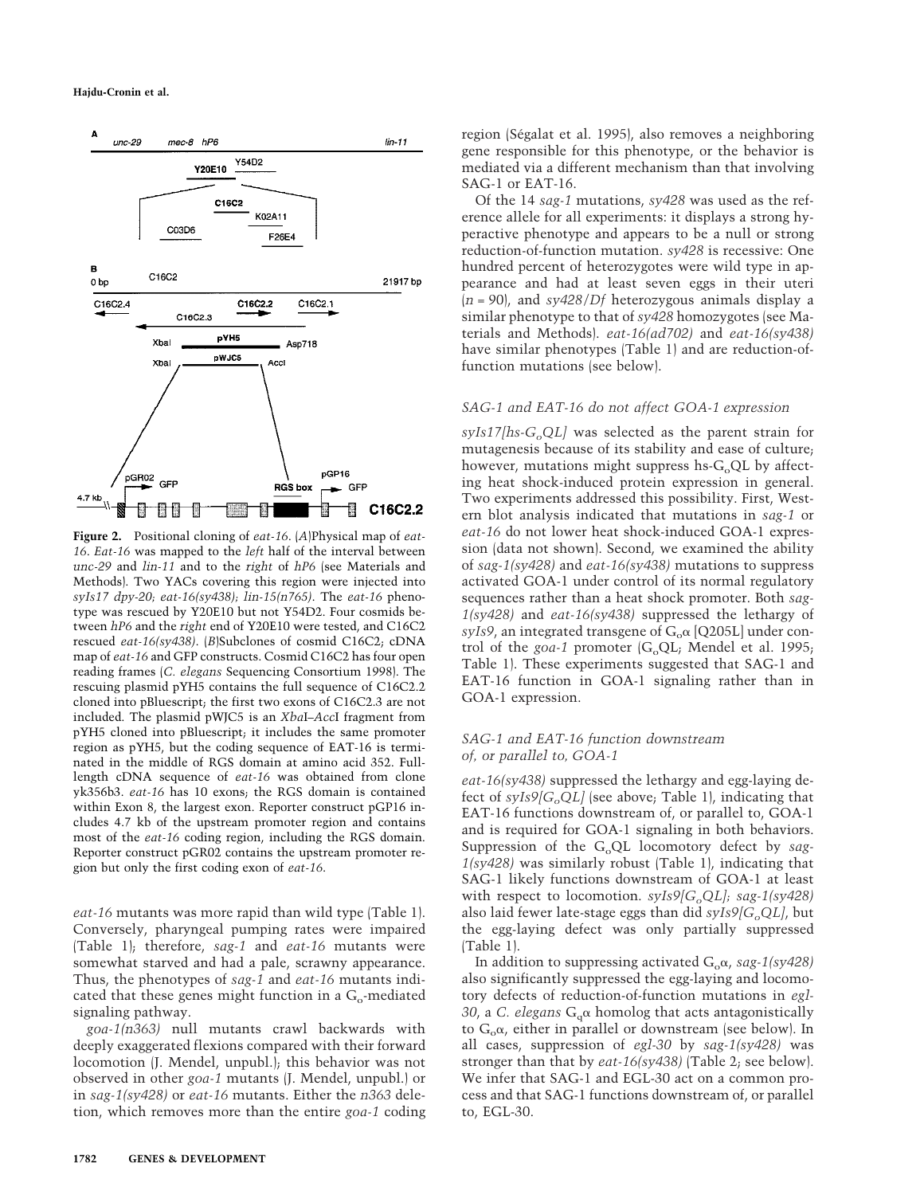**Figure 2.** Positional cloning of *eat-16*. (*A*)Physical map of *eat-16*. *Eat-16* was mapped to the *left* half of the interval between *unc-29* and *lin-11* and to the *right* of *hP6* (see Materials and Methods). Two YACs covering this region were injected into *syIs17 dpy-20; eat-16(sy438); lin-15(n765)*. The *eat-16* phenotype was rescued by Y20E10 but not Y54D2. Four cosmids between *hP6* and the *right* end of Y20E10 were tested, and C16C2 rescued *eat-16(sy438)*. (*B*)Subclones of cosmid C16C2; cDNA map of *eat-16* and GFP constructs. Cosmid C16C2 has four open reading frames (*C. elegans* Sequencing Consortium 1998). The rescuing plasmid pYH5 contains the full sequence of C16C2.2 cloned into pBluescript; the first two exons of C16C2.3 are not included. The plasmid pWJC5 is an *Xba*I–*Acc*I fragment from pYH5 cloned into pBluescript; it includes the same promoter region as pYH5, but the coding sequence of EAT-16 is terminated in the middle of RGS domain at amino acid 352. Full-length cDNA sequence of *eat-16* was obtained from clone yk356b3. *eat-16* has 10 exons; the RGS domain is contained within Exon 8, the largest exon. Reporter construct pGP16 includes 4.7 kb of the upstream promoter region and contains most of the *eat-16* coding region, including the RGS domain. Reporter construct pGR02 contains the upstream promoter region but only the first coding exon of *eat-16*.

*eat-16* mutants was more rapid than wild type (Table 1). Conversely, pharyngeal pumping rates were impaired (Table 1); therefore, *sag-1* and *eat-16* mutants were somewhat starved and had a pale, scrawny appearance. Thus, the phenotypes of *sag-1* and *eat-16* mutants indicated that these genes might function in a $G_o$-mediated signaling pathway.

*goa-1(n363)* null mutants crawl backwards with deeply exaggerated flexions compared with their forward locomotion (J. Mendel, unpubl.); this behavior was not observed in other *goa-1* mutants (J. Mendel, unpubl.) or in *sag-1(sy428)* or *eat-16* mutants. Either the *n363* deletion, which removes more than the entire *goa-1* coding region (Ségalat et al. 1995), also removes a neighboring gene responsible for this phenotype, or the behavior is mediated via a different mechanism than that involving SAG-1 or EAT-16.

Of the 14 *sag-1* mutations, *sy428* was used as the reference allele for all experiments: it displays a strong hyperactive phenotype and appears to be a null or strong reduction-of-function mutation. *sy428* is recessive: One hundred percent of heterozygotes were wild type in appearance and had at least seven eggs in their uteri ($n = 90$), and *sy428/Df* heterozygous animals display a similar phenotype to that of *sy428* homozygotes (see Materials and Methods). *eat-16(ad702)* and *eat-16(sy438)* have similar phenotypes (Table 1) and are reduction-of-function mutations (see below).

### *SAG-1 and EAT-16 do not affect GOA-1 expression*

*syIs17[hs-$G_o$QL]* was selected as the parent strain for mutagenesis because of its stability and ease of culture; however, mutations might suppress hs-$G_o$QL by affecting heat shock-induced protein expression in general. Two experiments addressed this possibility. First, Western blot analysis indicated that mutations in *sag-1* or *eat-16* do not lower heat shock-induced GOA-1 expression (data not shown). Second, we examined the ability of *sag-1(sy428)* and *eat-16(sy438)* mutations to suppress activated GOA-1 under control of its normal regulatory sequences rather than a heat shock promoter. Both *sag-1(sy428)* and *eat-16(sy438)* suppressed the lethargy of *syIs9*, an integrated transgene of $G_o\alpha$ [Q205L] under control of the *goa-1* promoter ($G_o$QL; Mendel et al. 1995; Table 1). These experiments suggested that SAG-1 and EAT-16 function in GOA-1 signaling rather than in GOA-1 expression.

### *SAG-1 and EAT-16 function downstream of, or parallel to, GOA-1*

*eat-16(sy438)* suppressed the lethargy and egg-laying defect of *syIs9[$G_o$QL]* (see above; Table 1), indicating that EAT-16 functions downstream of, or parallel to, GOA-1 and is required for GOA-1 signaling in both behaviors. Suppression of the $G_o$QL locomotory defect by *sag-1(sy428)* was similarly robust (Table 1), indicating that SAG-1 likely functions downstream of GOA-1 at least with respect to locomotion. *syIs9[$G_o$QL]; sag-1(sy428)* also laid fewer late-stage eggs than did *syIs9[$G_o$QL]*, but the egg-laying defect was only partially suppressed (Table 1).

In addition to suppressing activated $G_o\alpha$, *sag-1(sy428)* also significantly suppressed the egg-laying and locomotory defects of reduction-of-function mutations in *egl-30*, a *C. elegans* $G_q\alpha$ homolog that acts antagonistically to $G_o\alpha$, either in parallel or downstream (see below). In all cases, suppression of *egl-30* by *sag-1(sy428)* was stronger than that by *eat-16(sy438)* (Table 2; see below). We infer that SAG-1 and EGL-30 act on a common process and that SAG-1 functions downstream of, or parallel to, EGL-30.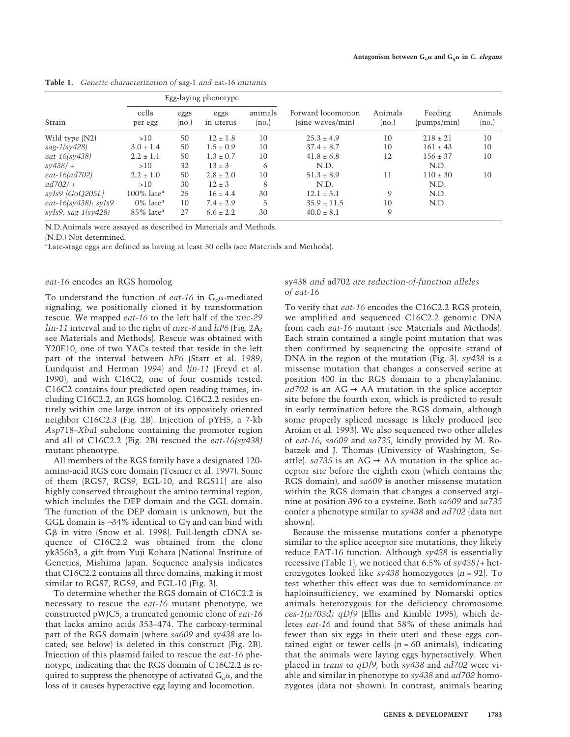**Table 1.** *Genetic characterization of* sag-1 *and* eat-16 *mutants*

| Strain | Egg-laying phenotype | | | | Forward locomotion (sine waves/min) | Animals (no.) | Feeding (pumps/min) | Animals (no.) |
|---|---|---|---|---|---|---|---|---|
| | cells per egg | eggs (no.) | eggs in uterus | animals (no.) | | | | |
| Wild type (N2) | >10 | 50 | 12 ± 1.8 | 10 | 25.3 ± 4.9 | 10 | 218 ± 21 | 10 |
| *sag-1(sy428)* | 3.0 ± 1.4 | 50 | 1.5 ± 0.9 | 10 | 37.4 ± 8.7 | 10 | 161 ± 43 | 10 |
| *eat-16(sy438)* | 2.2 ± 1.1 | 50 | 1.3 ± 0.7 | 10 | 41.8 ± 6.8 | 12 | 156 ± 37 | 10 |
| *sy438/+* | >10 | 32 | 13 ± 3 | 6 | N.D. | | N.D. | |
| *eat-16(ad702)* | 2.2 ± 1.0 | 50 | 2.8 ± 2.0 | 10 | 51.3 ± 8.9 | 11 | 110 ± 30 | 10 |
| *ad702/+* | >10 | 30 | 12 ± 3 | 8 | N.D. | | N.D. | |
| *syIs9 [GoQ205L]* | 100% late[a] | 25 | 16 ± 4.4 | 30 | 12.1 ± 5.1 | 9 | N.D. | |
| *eat-16(sy438); syIs9* | 0% late[a] | 10 | 7.4 ± 2.9 | 5 | 35.9 ± 11.5 | 10 | N.D. | |
| *syIs9; sag-1(sy428)* | 85% late[a] | 27 | 6.6 ± 2.2 | 30 | 40.0 ± 8.1 | 9 | | |

N.D.Animals were assayed as described in Materials and Methods.

(N.D.) Not determined.

[a]Late-stage eggs are defined as having at least 50 cells (see Materials and Methods).

### *eat-16* encodes an RGS homolog

To understand the function of *eat-16* in $G_o\alpha$-mediated signaling, we positionally cloned it by transformation rescue. We mapped *eat-16* to the left half of the *unc-29 lin-11* interval and to the right of *mec-8* and *hP6* (Fig. 2A; see Materials and Methods). Rescue was obtained with Y20E10, one of two YACs tested that reside in the left part of the interval between *hP6* (Starr et al. 1989; Lundquist and Herman 1994) and *lin-11* (Freyd et al. 1990), and with C16C2, one of four cosmids tested. C16C2 contains four predicted open reading frames, including C16C2.2, an RGS homolog. C16C2.2 resides entirely within one large intron of its oppositely oriented neighbor C16C2.3 (Fig. 2B). Injection of pYH5, a 7-kb *Asp*718–*Xba*I subclone containing the promoter region and all of C16C2.2 (Fig. 2B) rescued the *eat-16(sy438)* mutant phenotype.

All members of the RGS family have a designated 120-amino-acid RGS core domain (Tesmer et al. 1997). Some of them (RGS7, RGS9, EGL-10, and RGS11) are also highly conserved throughout the amino terminal region, which includes the DEP domain and the GGL domain. The function of the DEP domain is unknown, but the GGL domain is ~34% identical to Gγ and can bind with Gβ in vitro (Snow et al. 1998). Full-length cDNA sequence of C16C2.2 was obtained from the clone yk356b3, a gift from Yuji Kohara (National Institute of Genetics, Mishima Japan. Sequence analysis indicates that C16C2.2 contains all three domains, making it most similar to RGS7, RGS9, and EGL-10 (Fig. 3).

To determine whether the RGS domain of C16C2.2 is necessary to rescue the *eat-16* mutant phenotype, we constructed pWJC5, a truncated genomic clone of *eat-16* that lacks amino acids 353–474. The carboxy-terminal part of the RGS domain (where *sa609* and *sy438* are located; see below) is deleted in this construct (Fig. 2B). Injection of this plasmid failed to rescue the *eat-16* phenotype, indicating that the RGS domain of C16C2.2 is required to suppress the phenotype of activated $G_o\alpha$, and the loss of it causes hyperactive egg laying and locomotion.

### sy438 *and* ad702 *are reduction-of-function alleles of* eat-16

To verify that *eat-16* encodes the C16C2.2 RGS protein, we amplified and sequenced C16C2.2 genomic DNA from each *eat-16* mutant (see Materials and Methods). Each strain contained a single point mutation that was then confirmed by sequencing the opposite strand of DNA in the region of the mutation (Fig. 3). *sy438* is a missense mutation that changes a conserved serine at position 400 in the RGS domain to a phenylalanine. *ad702* is an AG → AA mutation in the splice acceptor site before the fourth exon, which is predicted to result in early termination before the RGS domain, although some properly spliced message is likely produced (see Aroian et al. 1993). We also sequenced two other alleles of *eat-16*, *sa609* and *sa735*, kindly provided by M. Robatzek and J. Thomas (University of Washington, Seattle). *sa735* is an AG → AA mutation in the splice acceptor site before the eighth exon (which contains the RGS domain), and *sa609* is another missense mutation within the RGS domain that changes a conserved arginine at position 396 to a cysteine. Both *sa609* and *sa735* confer a phenotype similar to *sy438* and *ad702* (data not shown).

Because the missense mutations confer a phenotype similar to the splice acceptor site mutations, they likely reduce EAT-16 function. Although *sy438* is essentially recessive (Table 1), we noticed that 6.5% of *sy438*/+ heterozygotes looked like *sy438* homozygotes ($n = 92$). To test whether this effect was due to semidominance or haploinsufficiency, we examined by Nomarski optics animals heterozygous for the deficiency chromosome *ces-1(n703d) qDf9* (Ellis and Kimble 1995), which deletes *eat-16* and found that 58% of these animals had fewer than six eggs in their uteri and these eggs contained eight or fewer cells ($n = 60$ animals), indicating that the animals were laying eggs hyperactively. When placed in *trans* to *qDf9*, both *sy438* and *ad702* were viable and similar in phenotype to *sy438* and *ad702* homozygotes (data not shown). In contrast, animals bearing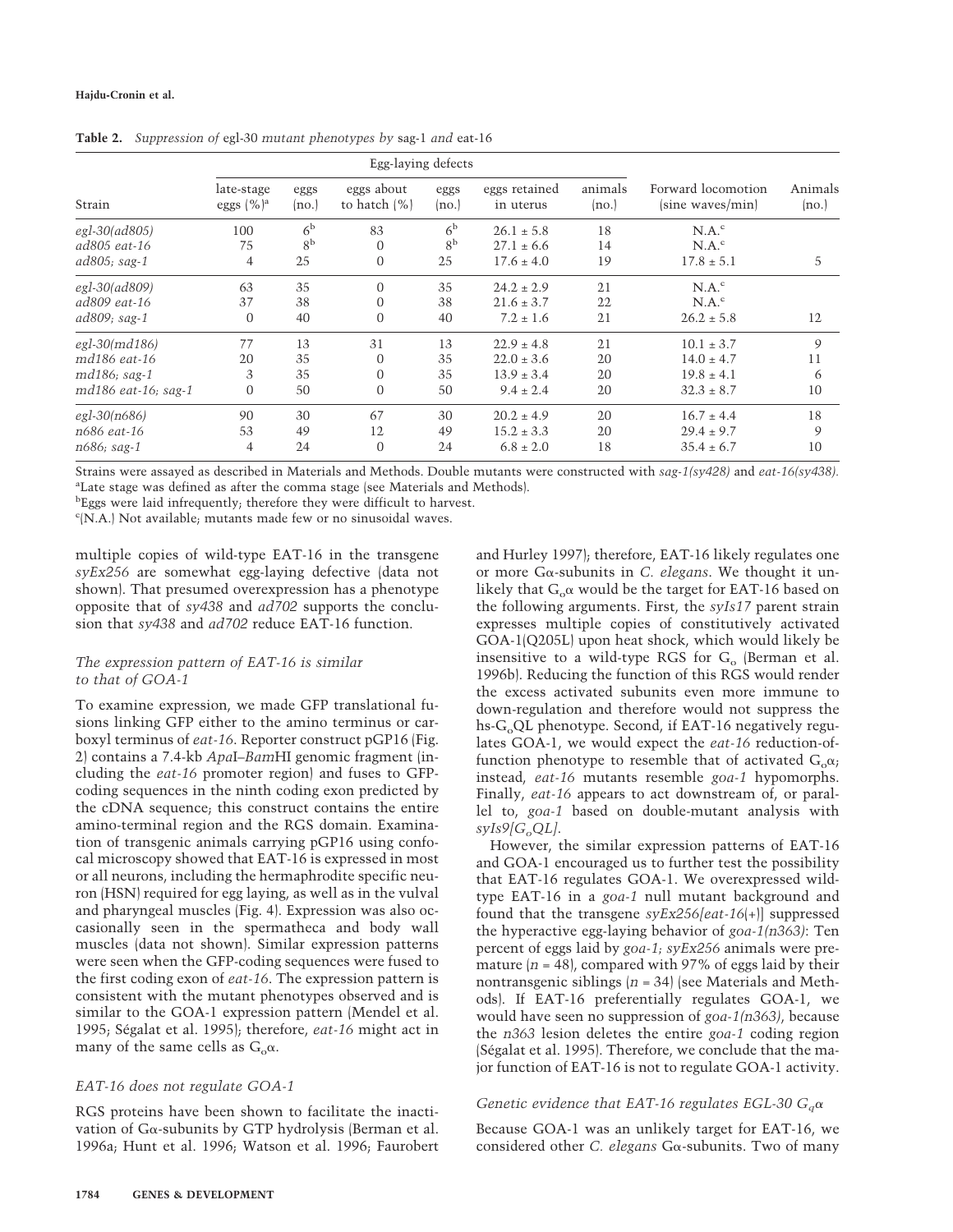**Table 2.** *Suppression of* egl-30 *mutant phenotypes by* sag-1 *and* eat-16

| Strain | Egg-laying defects | | | | | | Forward locomotion (sine waves/min) | Animals (no.) |
|---|---|---|---|---|---|---|---|---|
| | late-stage eggs (%)[a] | eggs (no.) | eggs about to hatch (%) | eggs (no.) | eggs retained in uterus | animals (no.) | | |
| *egl-30(ad805)* | 100 | 6[b] | 83 | 6[b] | 26.1 ± 5.8 | 18 | N.A.[c] | |
| *ad805 eat-16* | 75 | 8[b] | 0 | 8[b] | 27.1 ± 6.6 | 14 | N.A.[c] | |
| *ad805; sag-1* | 4 | 25 | 0 | 25 | 17.6 ± 4.0 | 19 | 17.8 ± 5.1 | 5 |
| *egl-30(ad809)* | 63 | 35 | 0 | 35 | 24.2 ± 2.9 | 21 | N.A.[c] | |
| *ad809 eat-16* | 37 | 38 | 0 | 38 | 21.6 ± 3.7 | 22 | N.A.[c] | |
| *ad809; sag-1* | 0 | 40 | 0 | 40 | 7.2 ± 1.6 | 21 | 26.2 ± 5.8 | 12 |
| *egl-30(md186)* | 77 | 13 | 31 | 13 | 22.9 ± 4.8 | 21 | 10.1 ± 3.7 | 9 |
| *md186 eat-16* | 20 | 35 | 0 | 35 | 22.0 ± 3.6 | 20 | 14.0 ± 4.7 | 11 |
| *md186; sag-1* | 3 | 35 | 0 | 35 | 13.9 ± 3.4 | 20 | 19.8 ± 4.1 | 6 |
| *md186 eat-16; sag-1* | 0 | 50 | 0 | 50 | 9.4 ± 2.4 | 20 | 32.3 ± 8.7 | 10 |
| *egl-30(n686)* | 90 | 30 | 67 | 30 | 20.2 ± 4.9 | 20 | 16.7 ± 4.4 | 18 |
| *n686 eat-16* | 53 | 49 | 12 | 49 | 15.2 ± 3.3 | 20 | 29.4 ± 9.7 | 9 |
| *n686; sag-1* | 4 | 24 | 0 | 24 | 6.8 ± 2.0 | 18 | 35.4 ± 6.7 | 10 |

Strains were assayed as described in Materials and Methods. Double mutants were constructed with *sag-1(sy428)* and *eat-16(sy438)*.
[a]Late stage was defined as after the comma stage (see Materials and Methods).
[b]Eggs were laid infrequently; therefore they were difficult to harvest.
[c](N.A.) Not available; mutants made few or no sinusoidal waves.

multiple copies of wild-type EAT-16 in the transgene *syEx256* are somewhat egg-laying defective (data not shown). That presumed overexpression has a phenotype opposite that of *sy438* and *ad702* supports the conclusion that *sy438* and *ad702* reduce EAT-16 function.

### *The expression pattern of EAT-16 is similar to that of GOA-1*

To examine expression, we made GFP translational fusions linking GFP either to the amino terminus or carboxyl terminus of *eat-16*. Reporter construct pGP16 (Fig. 2) contains a 7.4-kb *Apa*I–*Bam*HI genomic fragment (including the *eat-16* promoter region) and fuses to GFP-coding sequences in the ninth coding exon predicted by the cDNA sequence; this construct contains the entire amino-terminal region and the RGS domain. Examination of transgenic animals carrying pGP16 using confocal microscopy showed that EAT-16 is expressed in most or all neurons, including the hermaphrodite specific neuron (HSN) required for egg laying, as well as in the vulval and pharyngeal muscles (Fig. 4). Expression was also occasionally seen in the spermatheca and body wall muscles (data not shown). Similar expression patterns were seen when the GFP-coding sequences were fused to the first coding exon of *eat-16*. The expression pattern is consistent with the mutant phenotypes observed and is similar to the GOA-1 expression pattern (Mendel et al. 1995; Ségalat et al. 1995); therefore, *eat-16* might act in many of the same cells as $G_o\alpha$.

### *EAT-16 does not regulate GOA-1*

RGS proteins have been shown to facilitate the inactivation of Gα-subunits by GTP hydrolysis (Berman et al. 1996a; Hunt et al. 1996; Watson et al. 1996; Faurobert and Hurley 1997); therefore, EAT-16 likely regulates one or more Gα-subunits in *C. elegans*. We thought it unlikely that $G_o\alpha$ would be the target for EAT-16 based on the following arguments. First, the *syIs17* parent strain expresses multiple copies of constitutively activated GOA-1(Q205L) upon heat shock, which would likely be insensitive to a wild-type RGS for $G_o$ (Berman et al. 1996b). Reducing the function of this RGS would render the excess activated subunits even more immune to down-regulation and therefore would not suppress the hs-$G_o$QL phenotype. Second, if EAT-16 negatively regulates GOA-1, we would expect the *eat-16* reduction-of-function phenotype to resemble that of activated $G_o\alpha$; instead, *eat-16* mutants resemble *goa-1* hypomorphs. Finally, *eat-16* appears to act downstream of, or parallel to, *goa-1* based on double-mutant analysis with *syIs9[*$G_o$*QL]*.

However, the similar expression patterns of EAT-16 and GOA-1 encouraged us to further test the possibility that EAT-16 regulates GOA-1. We overexpressed wild-type EAT-16 in a *goa-1* null mutant background and found that the transgene *syEx256[eat-16*(+)] suppressed the hyperactive egg-laying behavior of *goa-1(n363)*: Ten percent of eggs laid by *goa-1; syEx256* animals were premature ($n = 48$), compared with 97% of eggs laid by their nontransgenic siblings ($n = 34$) (see Materials and Methods). If EAT-16 preferentially regulates GOA-1, we would have seen no suppression of *goa-1(n363)*, because the *n363* lesion deletes the entire *goa-1* coding region (Ségalat et al. 1995). Therefore, we conclude that the major function of EAT-16 is not to regulate GOA-1 activity.

### *Genetic evidence that EAT-16 regulates EGL-30 $G_q\alpha$*

Because GOA-1 was an unlikely target for EAT-16, we considered other *C. elegans* Gα-subunits. Two of many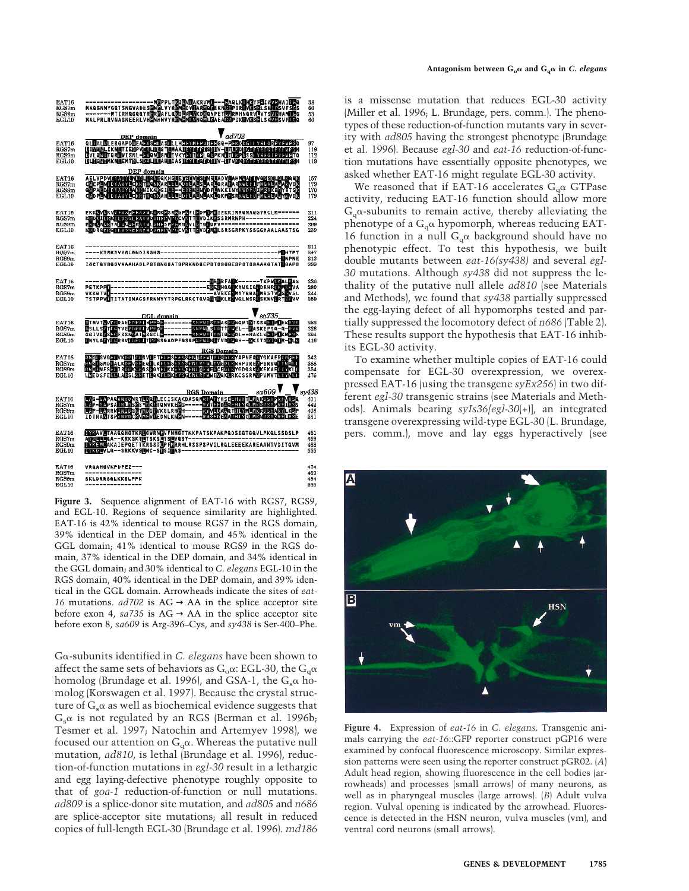**Figure 3.** Sequence alignment of EAT-16 with RGS7, RGS9, and EGL-10. Regions of sequence similarity are highlighted. EAT-16 is 42% identical to mouse RGS7 in the RGS domain, 39% identical in the DEP domain, and 45% identical in the GGL domain; 41% identical to mouse RGS9 in the RGS domain, 37% identical in the DEP domain, and 34% identical in the GGL domain; and 30% identical to *C. elegans* EGL-10 in the RGS domain, 40% identical in the DEP domain, and 39% identical in the GGL domain. Arrowheads indicate the sites of *eat-16* mutations. *ad702* is AG → AA in the splice acceptor site before exon 4, *sa735* is AG → AA in the splice acceptor site before exon 8, *sa609* is Arg-396–Cys, and *sy438* is Ser-400–Phe.

Gα-subunits identified in *C. elegans* have been shown to affect the same sets of behaviors as $G_o\alpha$: EGL-30, the $G_q\alpha$ homolog (Brundage et al. 1996), and GSA-1, the $G_s\alpha$ homolog (Korswagen et al. 1997). Because the crystal structure of $G_s\alpha$ as well as biochemical evidence suggests that $G_s\alpha$ is not regulated by an RGS (Berman et al. 1996b; Tesmer et al. 1997; Natochin and Artemyev 1998), we focused our attention on $G_q\alpha$. Whereas the putative null mutation, *ad810*, is lethal (Brundage et al. 1996), reduction-of-function mutations in *egl-30* result in a lethargic and egg laying-defective phenotype roughly opposite to that of *goa-1* reduction-of-function or null mutations. *ad809* is a splice-donor site mutation, and *ad805* and *n686* are splice-acceptor site mutations; all result in reduced copies of full-length EGL-30 (Brundage et al. 1996). *md186* is a missense mutation that reduces EGL-30 activity (Miller et al. 1996; L. Brundage, pers. comm.). The phenotypes of these reduction-of-function mutants vary in severity with *ad805* having the strongest phenotype (Brundage et al. 1996). Because *egl-30* and *eat-16* reduction-of-function mutations have essentially opposite phenotypes, we asked whether EAT-16 might regulate EGL-30 activity.

We reasoned that if EAT-16 accelerates $G_q\alpha$ GTPase activity, reducing EAT-16 function should allow more $G_q\alpha$-subunits to remain active, thereby alleviating the phenotype of a $G_q\alpha$ hypomorph, whereas reducing EAT-16 function in a null $G_q\alpha$ background should have no phenotypic effect. To test this hypothesis, we built double mutants between *eat-16(sy438)* and several *egl-30* mutations. Although *sy438* did not suppress the lethality of the putative null allele *ad810* (see Materials and Methods), we found that *sy438* partially suppressed the egg-laying defect of all hypomorphs tested and partially suppressed the locomotory defect of *n686* (Table 2). These results support the hypothesis that EAT-16 inhibits its EGL-30 activity.

To examine whether multiple copies of EAT-16 could compensate for EGL-30 overexpression, we overexpressed EAT-16 (using the transgene *syEx256*) in two different *egl-30* transgenic strains (see Materials and Methods). Animals bearing *syIs36[egl-30(+)]*, an integrated transgene overexpressing wild-type EGL-30 (L. Brundage, pers. comm.), move and lay eggs hyperactively (see

**Figure 4.** Expression of *eat-16* in *C. elegans*. Transgenic animals carrying the *eat-16*::GFP reporter construct pGP16 were examined by confocal fluorescence microscopy. Similar expression patterns were seen using the reporter construct pGR02. (*A*) Adult head region, showing fluorescence in the cell bodies (arrowheads) and processes (small arrows) of many neurons, as well as in pharyngeal muscles (large arrows). (*B*) Adult vulva region. Vulval opening is indicated by the arrowhead. Fluorescence is detected in the HSN neuron, vulva muscles (vm), and ventral cord neurons (small arrows).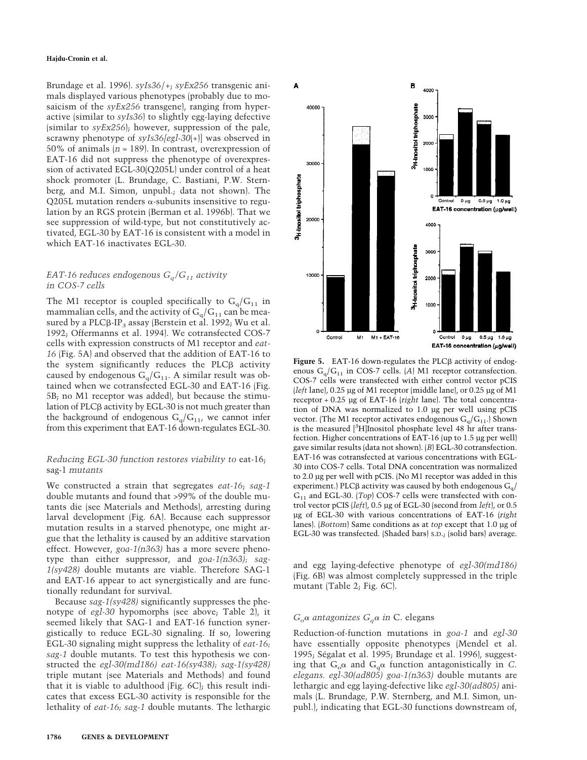Brundage et al. 1996). *syIs36/+; syEx256* transgenic animals displayed various phenotypes (probably due to mosaicism of the *syEx256* transgene), ranging from hyperactive (similar to *syIs36*) to slightly egg-laying defective (similar to *syEx256*); however, suppression of the pale, scrawny phenotype of *syIs36[egl-30(+)]* was observed in 50% of animals ($n = 189$). In contrast, overexpression of EAT-16 did not suppress the phenotype of overexpression of activated EGL-30(Q205L) under control of a heat shock promoter (L. Brundage, C. Bastiani, P.W. Sternberg, and M.I. Simon, unpubl.; data not shown). The Q205L mutation renders α-subunits insensitive to regulation by an RGS protein (Berman et al. 1996b). That we see suppression of wild-type, but not constitutively activated, EGL-30 by EAT-16 is consistent with a model in which EAT-16 inactivates EGL-30.

### *EAT-16 reduces endogenous $G_q/G_{11}$ activity in COS-7 cells*

The M1 receptor is coupled specifically to $G_q/G_{11}$ in mammalian cells, and the activity of $G_q/G_{11}$ can be measured by a PLCβ-$IP_3$ assay (Berstein et al. 1992; Wu et al. 1992; Offermanns et al. 1994). We cotransfected COS-7 cells with expression constructs of M1 receptor and *eat-16* (Fig. 5A) and observed that the addition of EAT-16 to the system significantly reduces the PLCβ activity caused by endogenous $G_q/G_{11}$. A similar result was obtained when we cotransfected EGL-30 and EAT-16 (Fig. 5B; no M1 receptor was added), but because the stimulation of PLCβ activity by EGL-30 is not much greater than the background of endogenous $G_q/G_{11}$, we cannot infer from this experiment that EAT-16 down-regulates EGL-30.

### *Reducing EGL-30 function restores viability to* eat-16; sag-1 *mutants*

We constructed a strain that segregates *eat-16; sag-1* double mutants and found that >99% of the double mutants die (see Materials and Methods), arresting during larval development (Fig. 6A). Because each suppressor mutation results in a starved phenotype, one might argue that the lethality is caused by an additive starvation effect. However, *goa-1(n363)* has a more severe phenotype than either suppressor, and *goa-1(n363); sag-1(sy428)* double mutants are viable. Therefore SAG-1 and EAT-16 appear to act synergistically and are functionally redundant for survival.

Because *sag-1(sy428)* significantly suppresses the phenotype of *egl-30* hypomorphs (see above; Table 2), it seemed likely that SAG-1 and EAT-16 function synergistically to reduce EGL-30 signaling. If so, lowering EGL-30 signaling might suppress the lethality of *eat-16; sag-1* double mutants. To test this hypothesis we constructed the *egl-30(md186) eat-16(sy438); sag-1(sy428)* triple mutant (see Materials and Methods) and found that it is viable to adulthood (Fig. 6C); this result indicates that excess EGL-30 activity is responsible for the lethality of *eat-16; sag-1* double mutants. The lethargic and egg laying-defective phenotype of *egl-30(md186)* (Fig. 6B) was almost completely suppressed in the triple mutant (Table 2; Fig. 6C).

**Figure 5.** EAT-16 down-regulates the PLCβ activity of endogenous $G_q/G_{11}$ in COS-7 cells. (*A*) M1 receptor cotransfection. COS-7 cells were transfected with either control vector pCIS (*left* lane), 0.25 µg of M1 receptor (middle lane), or 0.25 µg of M1 receptor + 0.25 µg of EAT-16 (*right* lane). The total concentration of DNA was normalized to 1.0 µg per well using pCIS vector. (The M1 receptor activates endogenous $G_q/G_{11}$.) Shown is the measured [$^3$H]Inositol phosphate level 48 hr after transfection. Higher concentrations of EAT-16 (up to 1.5 µg per well) gave similar results (data not shown). (*B*) EGL-30 cotransfection. EAT-16 was cotransfected at various concentrations with EGL-30 into COS-7 cells. Total DNA concentration was normalized to 2.0 µg per well with pCIS. (No M1 receptor was added in this experiment.) PLCβ activity was caused by both endogenous $G_q/G_{11}$ and EGL-30. (*Top*) COS-7 cells were transfected with control vector pCIS (*left*), 0.5 µg of EGL-30 (second from *left*), or 0.5 µg of EGL-30 with various concentrations of EAT-16 (*right* lanes). (*Bottom*) Same conditions as at *top* except that 1.0 µg of EGL-30 was transfected. (Shaded bars) S.D.; (solid bars) average.

### *$G_o\alpha$ antagonizes $G_q\alpha$ in* C. elegans

Reduction-of-function mutations in *goa-1* and *egl-30* have essentially opposite phenotypes (Mendel et al. 1995; Ségalat et al. 1995; Brundage et al. 1996), suggesting that $G_o\alpha$ and $G_q\alpha$ function antagonistically in *C. elegans*. *egl-30(ad805) goa-1(n363)* double mutants are lethargic and egg laying-defective like *egl-30(ad805)* animals (L. Brundage, P.W. Sternberg, and M.I. Simon, unpubl.), indicating that EGL-30 functions downstream of,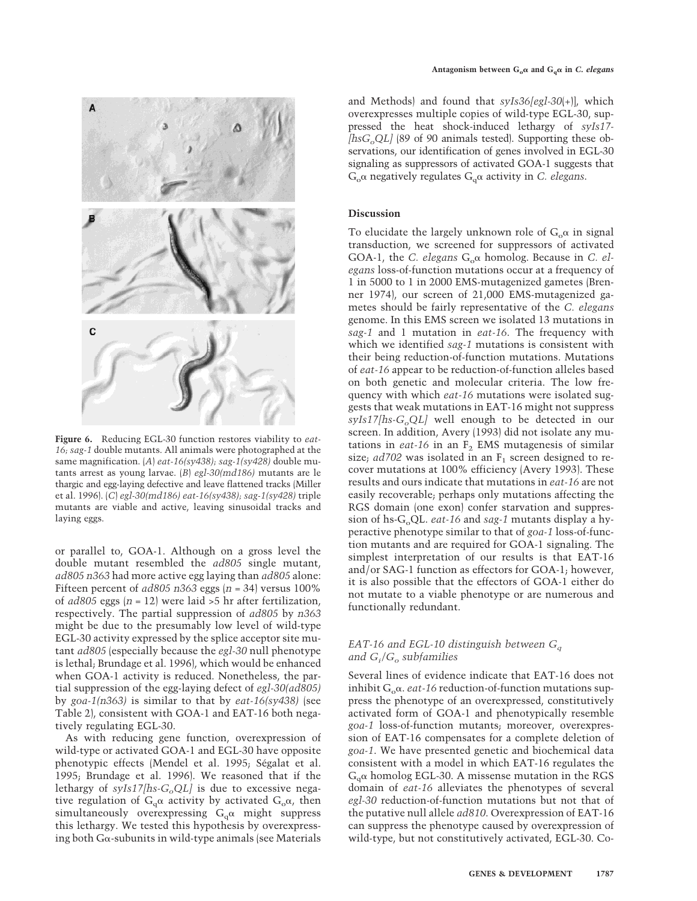**Figure 6.** Reducing EGL-30 function restores viability to *eat-16; sag-1* double mutants. All animals were photographed at the same magnification. (*A*) *eat-16(sy438); sag-1(sy428)* double mutants arrest as young larvae. (*B*) *egl-30(md186)* mutants are lethargic and egg-laying defective and leave flattened tracks (Miller et al. 1996). (*C*) *egl-30(md186) eat-16(sy438); sag-1(sy428)* triple mutants are viable and active, leaving sinusoidal tracks and laying eggs.

or parallel to, GOA-1. Although on a gross level the double mutant resembled the *ad805* single mutant, *ad805 n363* had more active egg laying than *ad805* alone: Fifteen percent of *ad805 n363* eggs ($n = 34$) versus 100% of *ad805* eggs ($n = 12$) were laid >5 hr after fertilization, respectively. The partial suppression of *ad805* by *n363* might be due to the presumably low level of wild-type EGL-30 activity expressed by the splice acceptor site mutant *ad805* (especially because the *egl-30* null phenotype is lethal; Brundage et al. 1996), which would be enhanced when GOA-1 activity is reduced. Nonetheless, the partial suppression of the egg-laying defect of *egl-30(ad805)* by *goa-1(n363)* is similar to that by *eat-16(sy438)* (see Table 2), consistent with GOA-1 and EAT-16 both negatively regulating EGL-30.

As with reducing gene function, overexpression of wild-type or activated GOA-1 and EGL-30 have opposite phenotypic effects (Mendel et al. 1995; Ségalat et al. 1995; Brundage et al. 1996). We reasoned that if the lethargy of *syIs17[hs-$G_o$QL]* is due to excessive negative regulation of $G_q\alpha$ activity by activated $G_o\alpha$, then simultaneously overexpressing $G_q\alpha$ might suppress this lethargy. We tested this hypothesis by overexpressing both Gα-subunits in wild-type animals (see Materials and Methods) and found that *syIs36[egl-30(+)]*, which overexpresses multiple copies of wild-type EGL-30, suppressed the heat shock-induced lethargy of *syIs17-[hs$G_o$QL]* (89 of 90 animals tested). Supporting these observations, our identification of genes involved in EGL-30 signaling as suppressors of activated GOA-1 suggests that $G_o\alpha$ negatively regulates $G_q\alpha$ activity in *C. elegans*.

## Discussion

To elucidate the largely unknown role of $G_o\alpha$ in signal transduction, we screened for suppressors of activated GOA-1, the *C. elegans* $G_o\alpha$ homolog. Because in *C. elegans* loss-of-function mutations occur at a frequency of 1 in 5000 to 1 in 2000 EMS-mutagenized gametes (Brenner 1974), our screen of 21,000 EMS-mutagenized gametes should be fairly representative of the *C. elegans* genome. In this EMS screen we isolated 13 mutations in *sag-1* and 1 mutation in *eat-16*. The frequency with which we identified *sag-1* mutations is consistent with their being reduction-of-function mutations. Mutations of *eat-16* appear to be reduction-of-function alleles based on both genetic and molecular criteria. The low frequency with which *eat-16* mutations were isolated suggests that weak mutations in EAT-16 might not suppress *syIs17[hs-$G_o$QL]* well enough to be detected in our screen. In addition, Avery (1993) did not isolate any mutations in *eat-16* in an $F_2$ EMS mutagenesis of similar size; *ad702* was isolated in an $F_1$ screen designed to recover mutations at 100% efficiency (Avery 1993). These results and ours indicate that mutations in *eat-16* are not easily recoverable; perhaps only mutations affecting the RGS domain (one exon) confer starvation and suppression of hs-$G_o$QL. *eat-16* and *sag-1* mutants display a hyperactive phenotype similar to that of *goa-1* loss-of-function mutants and are required for GOA-1 signaling. The simplest interpretation of our results is that EAT-16 and/or SAG-1 function as effectors for GOA-1; however, it is also possible that the effectors of GOA-1 either do not mutate to a viable phenotype or are numerous and functionally redundant.

### *EAT-16 and EGL-10 distinguish between $G_q$ and $G_i$/$G_o$ subfamilies*

Several lines of evidence indicate that EAT-16 does not inhibit $G_o\alpha$. *eat-16* reduction-of-function mutations suppress the phenotype of an overexpressed, constitutively activated form of GOA-1 and phenotypically resemble *goa-1* loss-of-function mutants; moreover, overexpression of EAT-16 compensates for a complete deletion of *goa-1*. We have presented genetic and biochemical data consistent with a model in which EAT-16 regulates the $G_q\alpha$ homolog EGL-30. A missense mutation in the RGS domain of *eat-16* alleviates the phenotypes of several *egl-30* reduction-of-function mutations but not that of the putative null allele *ad810*. Overexpression of EAT-16 can suppress the phenotype caused by overexpression of wild-type, but not constitutively activated, EGL-30. Co-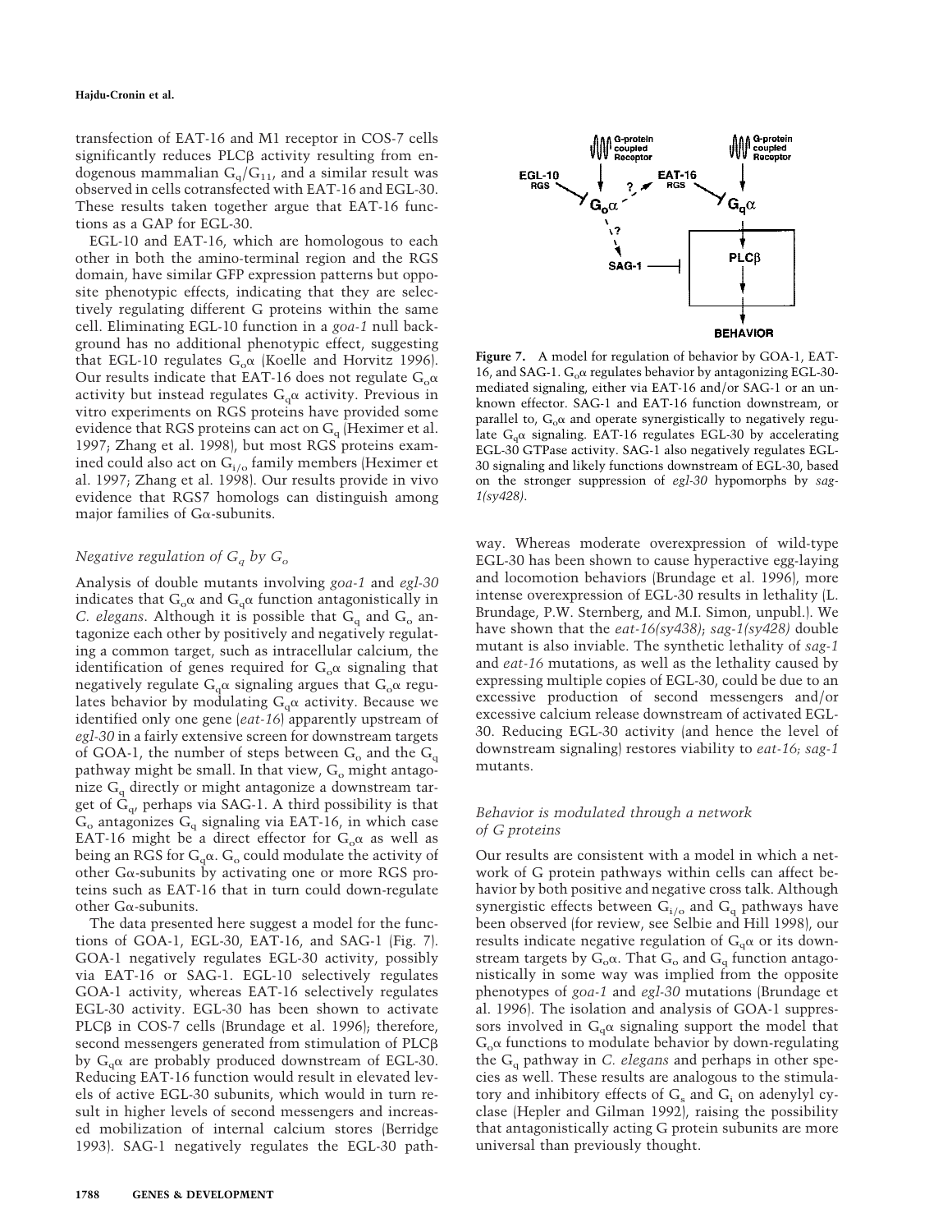transfection of EAT-16 and M1 receptor in COS-7 cells significantly reduces PLCβ activity resulting from endogenous mammalian $G_q/G_{11}$, and a similar result was observed in cells cotransfected with EAT-16 and EGL-30. These results taken together argue that EAT-16 functions as a GAP for EGL-30.

EGL-10 and EAT-16, which are homologous to each other in both the amino-terminal region and the RGS domain, have similar GFP expression patterns but opposite phenotypic effects, indicating that they are selectively regulating different G proteins within the same cell. Eliminating EGL-10 function in a *goa-1* null background has no additional phenotypic effect, suggesting that EGL-10 regulates $G_o\alpha$ (Koelle and Horvitz 1996). Our results indicate that EAT-16 does not regulate $G_o\alpha$ activity but instead regulates $G_q\alpha$ activity. Previous in vitro experiments on RGS proteins have provided some evidence that RGS proteins can act on $G_q$ (Heximer et al. 1997; Zhang et al. 1998), but most RGS proteins examined could also act on $G_{i/o}$ family members (Heximer et al. 1997; Zhang et al. 1998). Our results provide in vivo evidence that RGS7 homologs can distinguish among major families of Gα-subunits.

### *Negative regulation of $G_q$ by $G_o$*

Analysis of double mutants involving *goa-1* and *egl-30* indicates that $G_o\alpha$ and $G_q\alpha$ function antagonistically in *C. elegans*. Although it is possible that $G_q$ and $G_o$ antagonize each other by positively and negatively regulating a common target, such as intracellular calcium, the identification of genes required for $G_o\alpha$ signaling that negatively regulate $G_q\alpha$ signaling argues that $G_o\alpha$ regulates behavior by modulating $G_q\alpha$ activity. Because we identified only one gene (*eat-16*) apparently upstream of *egl-30* in a fairly extensive screen for downstream targets of GOA-1, the number of steps between $G_o$ and the $G_q$ pathway might be small. In that view, $G_o$ might antagonize $G_q$ directly or might antagonize a downstream target of $G_q$, perhaps via SAG-1. A third possibility is that $G_o$ antagonizes $G_q$ signaling via EAT-16, in which case EAT-16 might be a direct effector for $G_o\alpha$ as well as being an RGS for $G_q\alpha$. $G_o$ could modulate the activity of other Gα-subunits by activating one or more RGS proteins such as EAT-16 that in turn could down-regulate other Gα-subunits.

The data presented here suggest a model for the functions of GOA-1, EGL-30, EAT-16, and SAG-1 (Fig. 7). GOA-1 negatively regulates EGL-30 activity, possibly via EAT-16 or SAG-1. EGL-10 selectively regulates GOA-1 activity, whereas EAT-16 selectively regulates EGL-30 activity. EGL-30 has been shown to activate PLCβ in COS-7 cells (Brundage et al. 1996); therefore, second messengers generated from stimulation of PLCβ by $G_q\alpha$ are probably produced downstream of EGL-30. Reducing EAT-16 function would result in elevated levels of active EGL-30 subunits, which would in turn result in higher levels of second messengers and increased mobilization of internal calcium stores (Berridge 1993). SAG-1 negatively regulates the EGL-30 pathway. Whereas moderate overexpression of wild-type EGL-30 has been shown to cause hyperactive egg-laying and locomotion behaviors (Brundage et al. 1996), more intense overexpression of EGL-30 results in lethality (L. Brundage, P.W. Sternberg, and M.I. Simon, unpubl.). We have shown that the *eat-16(sy438)*; *sag-1(sy428)* double mutant is also inviable. The synthetic lethality of *sag-1* and *eat-16* mutations, as well as the lethality caused by expressing multiple copies of EGL-30, could be due to an excessive production of second messengers and/or excessive calcium release downstream of activated EGL-30. Reducing EGL-30 activity (and hence the level of downstream signaling) restores viability to *eat-16*; *sag-1* mutants.

**Figure 7.** A model for regulation of behavior by GOA-1, EAT-16, and SAG-1. $G_o\alpha$ regulates behavior by antagonizing EGL-30-mediated signaling, either via EAT-16 and/or SAG-1 or an unknown effector. SAG-1 and EAT-16 function downstream, or parallel to, $G_o\alpha$ and operate synergistically to negatively regulate $G_q\alpha$ signaling. EAT-16 regulates EGL-30 by accelerating EGL-30 GTPase activity. SAG-1 also negatively regulates EGL-30 signaling and likely functions downstream of EGL-30, based on the stronger suppression of *egl-30* hypomorphs by *sag-1(sy428)*.

### *Behavior is modulated through a network of G proteins*

Our results are consistent with a model in which a network of G protein pathways within cells can affect behavior by both positive and negative cross talk. Although synergistic effects between $G_{i/o}$ and $G_q$ pathways have been observed (for review, see Selbie and Hill 1998), our results indicate negative regulation of $G_q\alpha$ or its downstream targets by $G_o\alpha$. That $G_o$ and $G_q$ function antagonistically in some way was implied from the opposite phenotypes of *goa-1* and *egl-30* mutations (Brundage et al. 1996). The isolation and analysis of GOA-1 suppressors involved in $G_q\alpha$ signaling support the model that $G_o\alpha$ functions to modulate behavior by down-regulating the $G_q$ pathway in *C. elegans* and perhaps in other species as well. These results are analogous to the stimulatory and inhibitory effects of $G_s$ and $G_i$ on adenylyl cyclase (Hepler and Gilman 1992), raising the possibility that antagonistically acting G protein subunits are more universal than previously thought.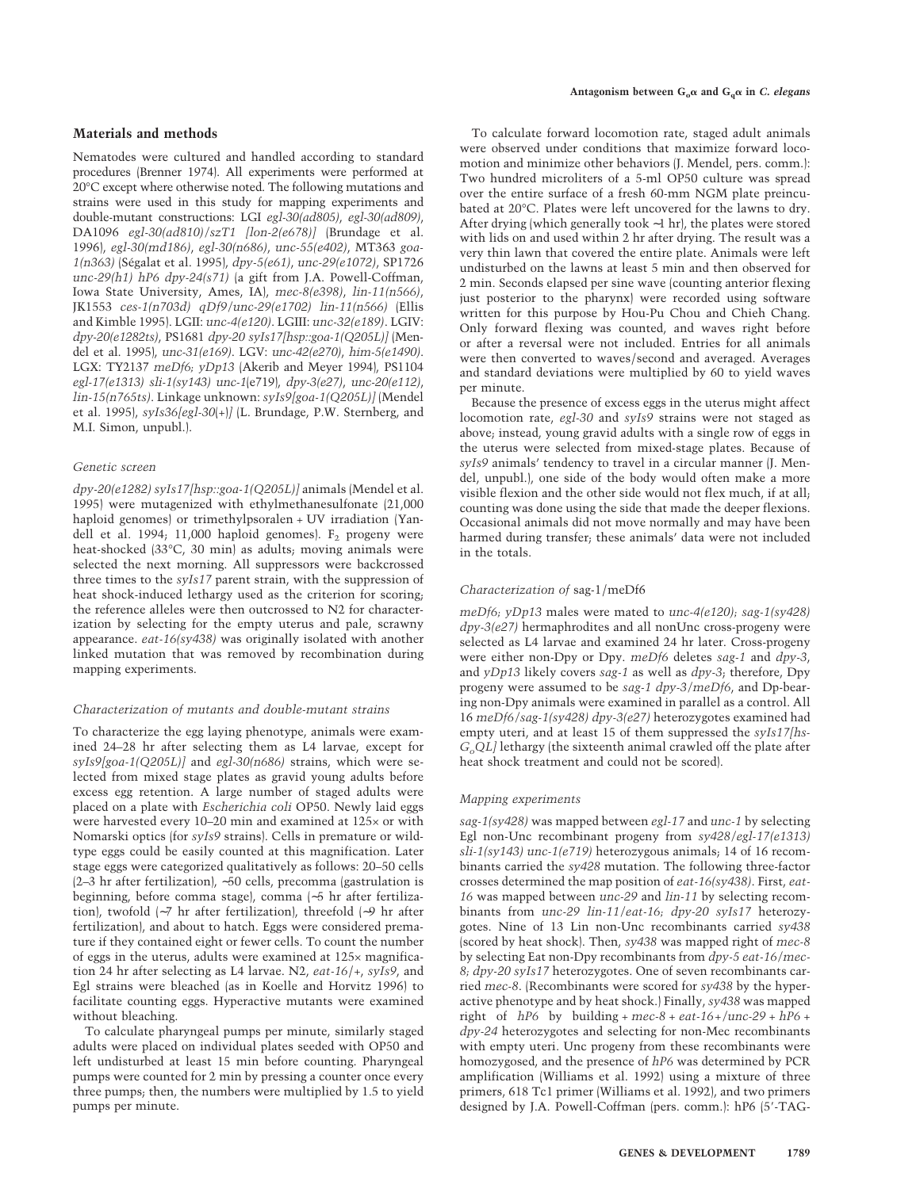## Materials and methods

Nematodes were cultured and handled according to standard procedures (Brenner 1974). All experiments were performed at 20°C except where otherwise noted. The following mutations and strains were used in this study for mapping experiments and double-mutant constructions: LGI *egl-30(ad805)*, *egl-30(ad809)*, DA1096 *egl-30(ad810)/szT1 [lon-2(e678)]* (Brundage et al. 1996), *egl-30(md186)*, *egl-30(n686)*, *unc-55(e402)*, MT363 *goa-1(n363)* (Ségalat et al. 1995), *dpy-5(e61)*, *unc-29(e1072)*, SP1726 *unc-29(h1) hP6 dpy-24(s71)* (a gift from J.A. Powell-Coffman, Iowa State University, Ames, IA), *mec-8(e398)*, *lin-11(n566)*, JK1553 *ces-1(n703d) qDf9/unc-29(e1702) lin-11(n566)* (Ellis and Kimble 1995). LGII: *unc-4(e120)*. LGIII: *unc-32(e189)*. LGIV: *dpy-20(e1282ts)*, PS1681 *dpy-20 syIs17[hsp::goa-1(Q205L)]* (Mendel et al. 1995), *unc-31(e169)*. LGV: *unc-42(e270)*, *him-5(e1490)*. LGX: TY2137 *meDf6; yDp13* (Akerib and Meyer 1994), PS1104 *egl-17(e1313) sli-1(sy143) unc-1*(e719), *dpy-3(e27)*, *unc-20(e112)*, *lin-15(n765ts)*. Linkage unknown: *syIs9[goa-1(Q205L)]* (Mendel et al. 1995), *syIs36[egl-30(+)]* (L. Brundage, P.W. Sternberg, and M.I. Simon, unpubl.).

### Genetic screen

*dpy-20(e1282) syIs17[hsp::goa-1(Q205L)]* animals (Mendel et al. 1995) were mutagenized with ethylmethanesulfonate (21,000 haploid genomes) or trimethylpsoralen + UV irradiation (Yandell et al. 1994; 11,000 haploid genomes). $F_2$ progeny were heat-shocked (33°C, 30 min) as adults; moving animals were selected the next morning. All suppressors were backcrossed three times to the *syIs17* parent strain, with the suppression of heat shock-induced lethargy used as the criterion for scoring; the reference alleles were then outcrossed to N2 for characterization by selecting for the empty uterus and pale, scrawny appearance. *eat-16(sy438)* was originally isolated with another linked mutation that was removed by recombination during mapping experiments.

### Characterization of mutants and double-mutant strains

To characterize the egg laying phenotype, animals were examined 24–28 hr after selecting them as L4 larvae, except for *syIs9[goa-1(Q205L)]* and *egl-30(n686)* strains, which were selected from mixed stage plates as gravid young adults before excess egg retention. A large number of staged adults were placed on a plate with *Escherichia coli* OP50. Newly laid eggs were harvested every 10–20 min and examined at 125× or with Nomarski optics (for *syIs9* strains). Cells in premature or wild-type eggs could be easily counted at this magnification. Later stage eggs were categorized qualitatively as follows: 20–50 cells (2–3 hr after fertilization), ~50 cells, precomma (gastrulation is beginning, before comma stage), comma (~5 hr after fertilization), twofold (~7 hr after fertilization), threefold (~9 hr after fertilization), and about to hatch. Eggs were considered premature if they contained eight or fewer cells. To count the number of eggs in the uterus, adults were examined at 125× magnification 24 hr after selecting as L4 larvae. N2, *eat-16/+*, *syIs9*, and Egl strains were bleached (as in Koelle and Horvitz 1996) to facilitate counting eggs. Hyperactive mutants were examined without bleaching.

To calculate pharyngeal pumps per minute, similarly staged adults were placed on individual plates seeded with OP50 and left undisturbed at least 15 min before counting. Pharyngeal pumps were counted for 2 min by pressing a counter once every three pumps; then, the numbers were multiplied by 1.5 to yield pumps per minute.

To calculate forward locomotion rate, staged adult animals were observed under conditions that maximize forward locomotion and minimize other behaviors (J. Mendel, pers. comm.): Two hundred microliters of a 5-ml OP50 culture was spread over the entire surface of a fresh 60-mm NGM plate preincubated at 20°C. Plates were left uncovered for the lawns to dry. After drying (which generally took ~1 hr), the plates were stored with lids on and used within 2 hr after drying. The result was a very thin lawn that covered the entire plate. Animals were left undisturbed on the lawns at least 5 min and then observed for 2 min. Seconds elapsed per sine wave (counting anterior flexing just posterior to the pharynx) were recorded using software written for this purpose by Hou-Pu Chou and Chieh Chang. Only forward flexing was counted, and waves right before or after a reversal were not included. Entries for all animals were then converted to waves/second and averaged. Averages and standard deviations were multiplied by 60 to yield waves per minute.

Because the presence of excess eggs in the uterus might affect locomotion rate, *egl-30* and *syIs9* strains were not staged as above; instead, young gravid adults with a single row of eggs in the uterus were selected from mixed-stage plates. Because of *syIs9* animals' tendency to travel in a circular manner (J. Mendel, unpubl.), one side of the body would often make a more visible flexion and the other side would not flex much, if at all; counting was done using the side that made the deeper flexions. Occasional animals did not move normally and may have been harmed during transfer; these animals' data were not included in the totals.

### Characterization of sag-1/meDf6

*meDf6; yDp13* males were mated to *unc-4(e120); sag-1(sy428) dpy-3(e27)* hermaphrodites and all nonUnc cross-progeny were selected as L4 larvae and examined 24 hr later. Cross-progeny were either non-Dpy or Dpy. *meDf6* deletes *sag-1* and *dpy-3*, and *yDp13* likely covers *sag-1* as well as *dpy-3*; therefore, Dpy progeny were assumed to be *sag-1 dpy-3/meDf6*, and Dp-bearing non-Dpy animals were examined in parallel as a control. All 16 *meDf6/sag-1(sy428) dpy-3(e27)* heterozygotes examined had empty uteri, and at least 15 of them suppressed the *syIs17[hs-$G_o$QL]* lethargy (the sixteenth animal crawled off the plate after heat shock treatment and could not be scored).

### Mapping experiments

*sag-1(sy428)* was mapped between *egl-17* and *unc-1* by selecting Egl non-Unc recombinant progeny from *sy428/egl-17(e1313) sli-1(sy143) unc-1(e719)* heterozygous animals; 14 of 16 recombinants carried the *sy428* mutation. The following three-factor crosses determined the map position of *eat-16(sy438)*. First, *eat-16* was mapped between *unc-29* and *lin-11* by selecting recombinants from *unc-29 lin-11/eat-16; dpy-20 syIs17* heterozygotes. Nine of 13 Lin non-Unc recombinants carried *sy438* (scored by heat shock). Then, *sy438* was mapped right of *mec-8* by selecting Eat non-Dpy recombinants from *dpy-5 eat-16/mec-8; dpy-20 syIs17* heterozygotes. One of seven recombinants carried *mec-8*. (Recombinants were scored for *sy438* by the hyperactive phenotype and by heat shock.) Finally, *sy438* was mapped right of *hP6* by building *+ mec-8 + eat-16+/unc-29 + hP6 + dpy-24* heterozygotes and selecting for non-Mec recombinants with empty uteri. Unc progeny from these recombinants were homozygosed, and the presence of *hP6* was determined by PCR amplification (Williams et al. 1992) using a mixture of three primers, 618 Tc1 primer (Williams et al. 1992), and two primers designed by J.A. Powell-Coffman (pers. comm.): hP6 (5′-TAG-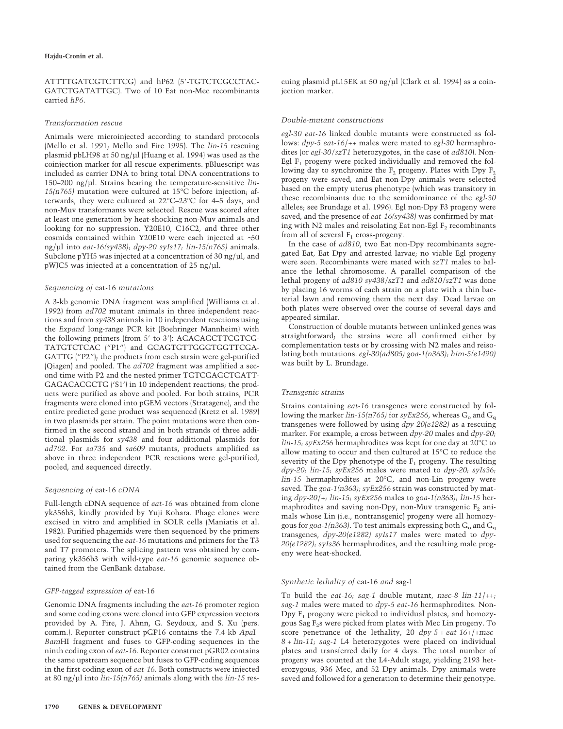ATTTTGATCGTCTTCG) and hP62 (5′-TGTCTCGCCTAC-GATCTGATATTGC). Two of 10 Eat non-Mec recombinants carried *hP6*.

### *Transformation rescue*

Animals were microinjected according to standard protocols (Mello et al. 1991; Mello and Fire 1995). The *lin-15* rescuing plasmid pbLH98 at 50 ng/µl (Huang et al. 1994) was used as the coinjection marker for all rescue experiments. pBluescript was included as carrier DNA to bring total DNA concentrations to 150–200 ng/µl. Strains bearing the temperature-sensitive *lin-15(n765)* mutation were cultured at 15°C before injection; afterwards, they were cultured at 22°C–23°C for 4–5 days, and non-Muv transformants were selected. Rescue was scored after at least one generation by heat-shocking non-Muv animals and looking for no suppression. Y20E10, C16C2, and three other cosmids contained within Y20E10 were each injected at ~50 ng/µl into *eat-16(sy438); dpy-20 syIs17; lin-15(n765)* animals. Subclone pYH5 was injected at a concentration of 30 ng/µl, and pWJC5 was injected at a concentration of 25 ng/µl.

### *Sequencing of* eat-16 *mutations*

A 3-kb genomic DNA fragment was amplified (Williams et al. 1992) from *ad702* mutant animals in three independent reactions and from *sy438* animals in 10 independent reactions using the *Expand* long-range PCR kit (Boehringer Mannheim) with the following primers (from 5′ to 3′): AGACAGCTTCGTCG-TATGTCTCAC ("P1") and GCAGTGTTGGGTGGTTCGA-GATTG ("P2"); the products from each strain were gel-purified (Qiagen) and pooled. The *ad702* fragment was amplified a second time with P2 and the nested primer TGTCGAGCTGATT-GAGACACGCTG ('S1') in 10 independent reactions; the products were purified as above and pooled. For both strains, PCR fragments were cloned into pGEM vectors (Stratagene), and the entire predicted gene product was sequenced (Kretz et al. 1989) in two plasmids per strain. The point mutations were then confirmed in the second strand and in both strands of three additional plasmids for *sy438* and four additional plasmids for *ad702*. For *sa735* and *sa609* mutants, products amplified as above in three independent PCR reactions were gel-purified, pooled, and sequenced directly.

### *Sequencing of* eat-16 *cDNA*

Full-length cDNA sequence of *eat-16* was obtained from clone yk356b3, kindly provided by Yuji Kohara. Phage clones were excised in vitro and amplified in SOLR cells (Maniatis et al. 1982). Purified phagemids were then sequenced by the primers used for sequencing the *eat-16* mutations and primers for the T3 and T7 promoters. The splicing pattern was obtained by comparing yk356b3 with wild-type *eat-16* genomic sequence obtained from the GenBank database.

### *GFP-tagged expression of* eat-16

Genomic DNA fragments including the *eat-16* promoter region and some coding exons were cloned into GFP expression vectors provided by A. Fire, J. Ahnn, G. Seydoux, and S. Xu (pers. comm.). Reporter construct pGP16 contains the 7.4-kb *Apa*I–*Bam*HI fragment and fuses to GFP-coding sequences in the ninth coding exon of *eat-16*. Reporter construct pGR02 contains the same upstream sequence but fuses to GFP-coding sequences in the first coding exon of *eat-16*. Both constructs were injected at 80 ng/µl into *lin-15(n765)* animals along with the *lin-15* rescuing plasmid pL15EK at 50 ng/µl (Clark et al. 1994) as a coinjection marker.

### *Double-mutant constructions*

*egl-30 eat-16* linked double mutants were constructed as follows: *dpy-5 eat-16*/++ males were mated to *egl-30* hermaphrodites (or *egl-30/szT1* heterozygotes, in the case of *ad810*). Non-Egl $F_1$ progeny were picked individually and removed the following day to synchronize the $F_2$ progeny. Plates with Dpy $F_2$ progeny were saved, and Eat non-Dpy animals were selected based on the empty uterus phenotype (which was transitory in these recombinants due to the semidominance of the *egl-30* alleles; see Brundage et al. 1996). Egl non-Dpy F3 progeny were saved, and the presence of *eat-16(sy438)* was confirmed by mating with N2 males and reisolating Eat non-Egl $F_2$ recombinants from all of several $F_1$ cross-progeny.

In the case of *ad810*, two Eat non-Dpy recombinants segregated Eat, Eat Dpy and arrested larvae; no viable Egl progeny were seen. Recombinants were mated with *szT1* males to balance the lethal chromosome. A parallel comparison of the lethal progeny of *ad810 sy438/szT1* and *ad810/szT1* was done by placing 16 worms of each strain on a plate with a thin bacterial lawn and removing them the next day. Dead larvae on both plates were observed over the course of several days and appeared similar.

Construction of double mutants between unlinked genes was straightforward; the strains were all confirmed either by complementation tests or by crossing with N2 males and reisolating both mutations. *egl-30(ad805) goa-1(n363); him-5(e1490)* was built by L. Brundage.

### *Transgenic strains*

Strains containing *eat-16* transgenes were constructed by following the marker *lin-15(n765)* for *syEx256*, whereas $G_o$ and $G_q$ transgenes were followed by using *dpy-20(e1282)* as a rescuing marker. For example, a cross between *dpy-20* males and *dpy-20; lin-15; syEx256* hermaphrodites was kept for one day at 20°C to allow mating to occur and then cultured at 15°C to reduce the severity of the Dpy phenotype of the $F_1$ progeny. The resulting *dpy-20; lin-15; syEx256* males were mated to *dpy-20; syIs36; lin-15* hermaphrodites at 20°C, and non-Lin progeny were saved. The *goa-1(n363); syEx256* strain was constructed by mating *dpy-20/+; lin-15; syEx256* males to *goa-1(n363); lin-15* hermaphrodites and saving non-Dpy, non-Muv transgenic $F_2$ animals whose Lin (i.e., nontransgenic) progeny were all homozygous for *goa-1(n363)*. To test animals expressing both $G_o$ and $G_q$ transgenes, *dpy-20(e1282) syIs17* males were mated to *dpy-20(e1282); syIs36* hermaphrodites, and the resulting male progeny were heat-shocked.

### *Synthetic lethality of* eat-16 *and* sag-1

To build the *eat-16; sag-1* double mutant, *mec-8 lin-11*/++; *sag-1* males were mated to *dpy-5 eat-16* hermaphrodites. Non-Dpy $F_1$ progeny were picked to individual plates, and homozygous Sag $F_2$s were picked from plates with Mec Lin progeny. To score penetrance of the lethality, 20 *dpy-5 + eat-16+/+mec-8 + lin-11; sag-1* L4 heterozygotes were placed on individual plates and transferred daily for 4 days. The total number of progeny was counted at the L4-Adult stage, yielding 2193 heterozygous, 936 Mec, and 52 Dpy animals. Dpy animals were saved and followed for a generation to determine their genotype.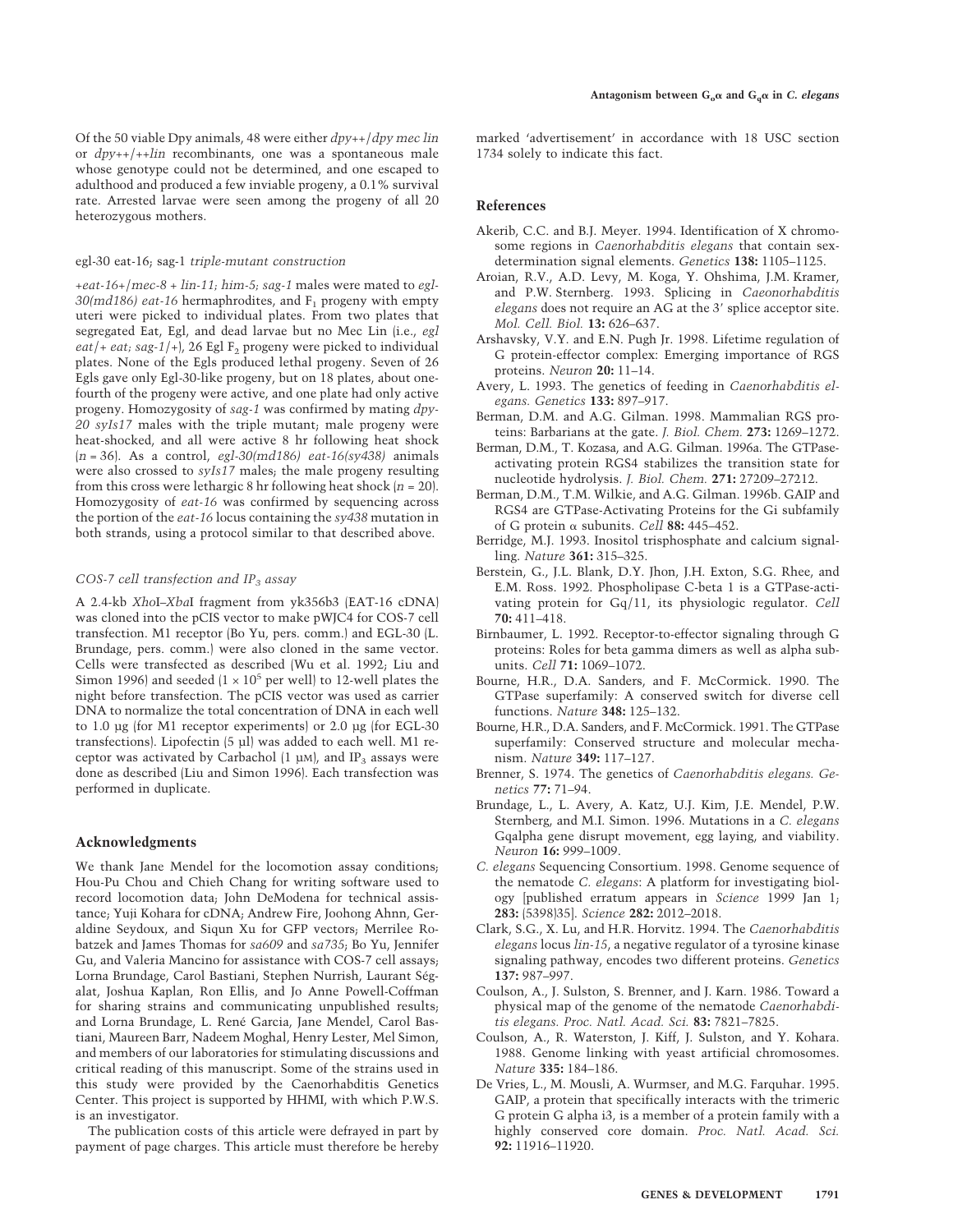Of the 50 viable Dpy animals, 48 were either *dpy++/dpy mec lin* or *dpy++/++lin* recombinants, one was a spontaneous male whose genotype could not be determined, and one escaped to adulthood and produced a few inviable progeny, a 0.1% survival rate. Arrested larvae were seen among the progeny of all 20 heterozygous mothers.

#### egl-30 eat-16; sag-1 *triple-mutant construction*

*+eat-16+/mec-8 + lin-11; him-5; sag-1* males were mated to *egl-30(md186) eat-16* hermaphrodites, and $F_1$ progeny with empty uteri were picked to individual plates. From two plates that segregated Eat, Egl, and dead larvae but no Mec Lin (i.e., *egl eat/+ eat; sag-1/+*), 26 Egl $F_2$ progeny were picked to individual plates. None of the Egls produced lethal progeny. Seven of 26 Egls gave only Egl-30-like progeny, but on 18 plates, about one-fourth of the progeny were active, and one plate had only active progeny. Homozygosity of *sag-1* was confirmed by mating *dpy-20 syIs17* males with the triple mutant; male progeny were heat-shocked, and all were active 8 hr following heat shock ($n = 36$). As a control, *egl-30(md186) eat-16(sy438)* animals were also crossed to *syIs17* males; the male progeny resulting from this cross were lethargic 8 hr following heat shock ($n = 20$). Homozygosity of *eat-16* was confirmed by sequencing across the portion of the *eat-16* locus containing the *sy438* mutation in both strands, using a protocol similar to that described above.

#### *COS-7 cell transfection and* $IP_3$ *assay*

A 2.4-kb *Xho*I–*Xba*I fragment from yk356b3 (EAT-16 cDNA) was cloned into the pCIS vector to make pWJC4 for COS-7 cell transfection. M1 receptor (Bo Yu, pers. comm.) and EGL-30 (L. Brundage, pers. comm.) were also cloned in the same vector. Cells were transfected as described (Wu et al. 1992; Liu and Simon 1996) and seeded ($1 \times 10^5$ per well) to 12-well plates the night before transfection. The pCIS vector was used as carrier DNA to normalize the total concentration of DNA in each well to 1.0 µg (for M1 receptor experiments) or 2.0 µg (for EGL-30 transfections). Lipofectin (5 µl) was added to each well. M1 receptor was activated by Carbachol (1 µM), and $IP_3$ assays were done as described (Liu and Simon 1996). Each transfection was performed in duplicate.

## Acknowledgments

We thank Jane Mendel for the locomotion assay conditions; Hou-Pu Chou and Chieh Chang for writing software used to record locomotion data; John DeModena for technical assistance; Yuji Kohara for cDNA; Andrew Fire, Joohong Ahnn, Geraldine Seydoux, and Siqun Xu for GFP vectors; Merrilee Robatzek and James Thomas for *sa609* and *sa735*; Bo Yu, Jennifer Gu, and Valeria Mancino for assistance with COS-7 cell assays; Lorna Brundage, Carol Bastiani, Stephen Nurrish, Laurant Ségalat, Joshua Kaplan, Ron Ellis, and Jo Anne Powell-Coffman for sharing strains and communicating unpublished results; and Lorna Brundage, L. René Garcia, Jane Mendel, Carol Bastiani, Maureen Barr, Nadeem Moghal, Henry Lester, Mel Simon, and members of our laboratories for stimulating discussions and critical reading of this manuscript. Some of the strains used in this study were provided by the Caenorhabditis Genetics Center. This project is supported by HHMI, with which P.W.S. is an investigator.

The publication costs of this article were defrayed in part by payment of page charges. This article must therefore be hereby marked 'advertisement' in accordance with 18 USC section 1734 solely to indicate this fact.

## References

Akerib, C.C. and B.J. Meyer. 1994. Identification of X chromosome regions in *Caenorhabditis elegans* that contain sex-determination signal elements. *Genetics* **138:** 1105–1125.

Aroian, R.V., A.D. Levy, M. Koga, Y. Ohshima, J.M. Kramer, and P.W. Sternberg. 1993. Splicing in *Caeonorhabditis elegans* does not require an AG at the 3′ splice acceptor site. *Mol. Cell. Biol.* **13:** 626–637.

Arshavsky, V.Y. and E.N. Pugh Jr. 1998. Lifetime regulation of G protein-effector complex: Emerging importance of RGS proteins. *Neuron* **20:** 11–14.

Avery, L. 1993. The genetics of feeding in *Caenorhabditis elegans. Genetics* **133:** 897–917.

Berman, D.M. and A.G. Gilman. 1998. Mammalian RGS proteins: Barbarians at the gate. *J. Biol. Chem.* **273:** 1269–1272.

Berman, D.M., T. Kozasa, and A.G. Gilman. 1996a. The GTPase-activating protein RGS4 stabilizes the transition state for nucleotide hydrolysis. *J. Biol. Chem.* **271:** 27209–27212.

Berman, D.M., T.M. Wilkie, and A.G. Gilman. 1996b. GAIP and RGS4 are GTPase-Activating Proteins for the Gi subfamily of G protein α subunits. *Cell* **88:** 445–452.

Berridge, M.J. 1993. Inositol trisphosphate and calcium signalling. *Nature* **361:** 315–325.

Berstein, G., J.L. Blank, D.Y. Jhon, J.H. Exton, S.G. Rhee, and E.M. Ross. 1992. Phospholipase C-beta 1 is a GTPase-activating protein for Gq/11, its physiologic regulator. *Cell* **70:** 411–418.

Birnbaumer, L. 1992. Receptor-to-effector signaling through G proteins: Roles for beta gamma dimers as well as alpha subunits. *Cell* **71:** 1069–1072.

Bourne, H.R., D.A. Sanders, and F. McCormick. 1990. The GTPase superfamily: A conserved switch for diverse cell functions. *Nature* **348:** 125–132.

Bourne, H.R., D.A. Sanders, and F. McCormick. 1991. The GTPase superfamily: Conserved structure and molecular mechanism. *Nature* **349:** 117–127.

Brenner, S. 1974. The genetics of *Caenorhabditis elegans. Genetics* **77:** 71–94.

Brundage, L., L. Avery, A. Katz, U.J. Kim, J.E. Mendel, P.W. Sternberg, and M.I. Simon. 1996. Mutations in a *C. elegans* Gqalpha gene disrupt movement, egg laying, and viability. *Neuron* **16:** 999–1009.

*C. elegans* Sequencing Consortium. 1998. Genome sequence of the nematode *C. elegans*: A platform for investigating biology [published erratum appears in *Science* 1999 Jan 1; **283:** (5398)35]. *Science* **282:** 2012–2018.

Clark, S.G., X. Lu, and H.R. Horvitz. 1994. The *Caenorhabditis elegans* locus *lin-15*, a negative regulator of a tyrosine kinase signaling pathway, encodes two different proteins. *Genetics* **137:** 987–997.

Coulson, A., J. Sulston, S. Brenner, and J. Karn. 1986. Toward a physical map of the genome of the nematode *Caenorhabditis elegans. Proc. Natl. Acad. Sci.* **83:** 7821–7825.

Coulson, A., R. Waterston, J. Kiff, J. Sulston, and Y. Kohara. 1988. Genome linking with yeast artificial chromosomes. *Nature* **335:** 184–186.

De Vries, L., M. Mousli, A. Wurmser, and M.G. Farquhar. 1995. GAIP, a protein that specifically interacts with the trimeric G protein G alpha i3, is a member of a protein family with a highly conserved core domain. *Proc. Natl. Acad. Sci.* **92:** 11916–11920.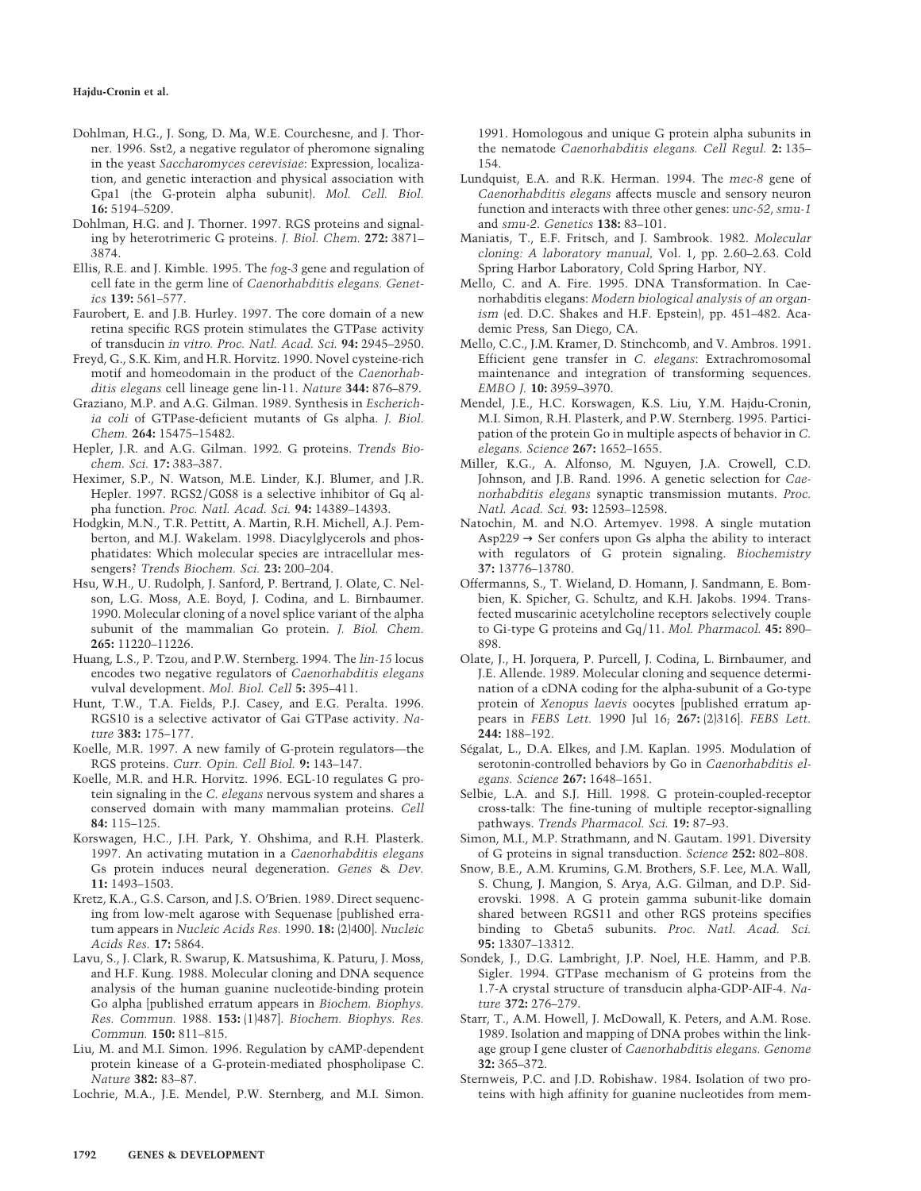Dohlman, H.G., J. Song, D. Ma, W.E. Courchesne, and J. Thorner. 1996. Sst2, a negative regulator of pheromone signaling in the yeast *Saccharomyces cerevisiae*: Expression, localization, and genetic interaction and physical association with Gpa1 (the G-protein alpha subunit). *Mol. Cell. Biol.* **16:** 5194–5209.

Dohlman, H.G. and J. Thorner. 1997. RGS proteins and signaling by heterotrimeric G proteins. *J. Biol. Chem.* **272:** 3871–3874.

Ellis, R.E. and J. Kimble. 1995. The *fog-3* gene and regulation of cell fate in the germ line of *Caenorhabditis elegans*. *Genetics* **139:** 561–577.

Faurobert, E. and J.B. Hurley. 1997. The core domain of a new retina specific RGS protein stimulates the GTPase activity of transducin *in vitro*. *Proc. Natl. Acad. Sci.* **94:** 2945–2950.

Freyd, G., S.K. Kim, and H.R. Horvitz. 1990. Novel cysteine-rich motif and homeodomain in the product of the *Caenorhabditis elegans* cell lineage gene lin-11. *Nature* **344:** 876–879.

Graziano, M.P. and A.G. Gilman. 1989. Synthesis in *Escherichia coli* of GTPase-deficient mutants of Gs alpha. *J. Biol. Chem.* **264:** 15475–15482.

Hepler, J.R. and A.G. Gilman. 1992. G proteins. *Trends Biochem. Sci.* **17:** 383–387.

Heximer, S.P., N. Watson, M.E. Linder, K.J. Blumer, and J.R. Hepler. 1997. RGS2/G0S8 is a selective inhibitor of Gq alpha function. *Proc. Natl. Acad. Sci.* **94:** 14389–14393.

Hodgkin, M.N., T.R. Pettitt, A. Martin, R.H. Michell, A.J. Pemberton, and M.J. Wakelam. 1998. Diacylglycerols and phosphatidates: Which molecular species are intracellular messengers? *Trends Biochem. Sci.* **23:** 200–204.

Hsu, W.H., U. Rudolph, J. Sanford, P. Bertrand, J. Olate, C. Nelson, L.G. Moss, A.E. Boyd, J. Codina, and L. Birnbaumer. 1990. Molecular cloning of a novel splice variant of the alpha subunit of the mammalian Go protein. *J. Biol. Chem.* **265:** 11220–11226.

Huang, L.S., P. Tzou, and P.W. Sternberg. 1994. The *lin-15* locus encodes two negative regulators of *Caenorhabditis elegans* vulval development. *Mol. Biol. Cell* **5:** 395–411.

Hunt, T.W., T.A. Fields, P.J. Casey, and E.G. Peralta. 1996. RGS10 is a selective activator of Gαi GTPase activity. *Nature* **383:** 175–177.

Koelle, M.R. 1997. A new family of G-protein regulators—the RGS proteins. *Curr. Opin. Cell Biol.* **9:** 143–147.

Koelle, M.R. and H.R. Horvitz. 1996. EGL-10 regulates G protein signaling in the *C. elegans* nervous system and shares a conserved domain with many mammalian proteins. *Cell* **84:** 115–125.

Korswagen, H.C., J.H. Park, Y. Ohshima, and R.H. Plasterk. 1997. An activating mutation in a *Caenorhabditis elegans* Gs protein induces neural degeneration. *Genes & Dev.* **11:** 1493–1503.

Kretz, K.A., G.S. Carson, and J.S. O'Brien. 1989. Direct sequencing from low-melt agarose with Sequenase [published erratum appears in *Nucleic Acids Res.* 1990. **18:** (2)400]. *Nucleic Acids Res.* **17:** 5864.

Lavu, S., J. Clark, R. Swarup, K. Matsushima, K. Paturu, J. Moss, and H.F. Kung. 1988. Molecular cloning and DNA sequence analysis of the human guanine nucleotide-binding protein Go alpha [published erratum appears in *Biochem. Biophys. Res. Commun.* 1988. **153:** (1)487]. *Biochem. Biophys. Res. Commun.* **150:** 811–815.

Liu, M. and M.I. Simon. 1996. Regulation by cAMP-dependent protein kinase of a G-protein-mediated phospholipase C. *Nature* **382:** 83–87.

Lochrie, M.A., J.E. Mendel, P.W. Sternberg, and M.I. Simon. 1991. Homologous and unique G protein alpha subunits in the nematode *Caenorhabditis elegans*. *Cell Regul.* **2:** 135–154.

Lundquist, E.A. and R.K. Herman. 1994. The *mec-8* gene of *Caenorhabditis elegans* affects muscle and sensory neuron function and interacts with three other genes: *unc-52*, *smu-1* and *smu-2*. *Genetics* **138:** 83–101.

Maniatis, T., E.F. Fritsch, and J. Sambrook. 1982. *Molecular cloning: A laboratory manual*, Vol. 1, pp. 2.60–2.63. Cold Spring Harbor Laboratory, Cold Spring Harbor, NY.

Mello, C. and A. Fire. 1995. DNA Transformation. In Caenorhabditis elegans: *Modern biological analysis of an organism* (ed. D.C. Shakes and H.F. Epstein), pp. 451–482. Academic Press, San Diego, CA.

Mello, C.C., J.M. Kramer, D. Stinchcomb, and V. Ambros. 1991. Efficient gene transfer in *C. elegans*: Extrachromosomal maintenance and integration of transforming sequences. *EMBO J.* **10:** 3959–3970.

Mendel, J.E., H.C. Korswagen, K.S. Liu, Y.M. Hajdu-Cronin, M.I. Simon, R.H. Plasterk, and P.W. Sternberg. 1995. Participation of the protein Go in multiple aspects of behavior in *C. elegans*. *Science* **267:** 1652–1655.

Miller, K.G., A. Alfonso, M. Nguyen, J.A. Crowell, C.D. Johnson, and J.B. Rand. 1996. A genetic selection for *Caenorhabditis elegans* synaptic transmission mutants. *Proc. Natl. Acad. Sci.* **93:** 12593–12598.

Natochin, M. and N.O. Artemyev. 1998. A single mutation Asp229 → Ser confers upon Gs alpha the ability to interact with regulators of G protein signaling. *Biochemistry* **37:** 13776–13780.

Offermanns, S., T. Wieland, D. Homann, J. Sandmann, E. Bombien, K. Spicher, G. Schultz, and K.H. Jakobs. 1994. Transfected muscarinic acetylcholine receptors selectively couple to Gi-type G proteins and Gq/11. *Mol. Pharmacol.* **45:** 890–898.

Olate, J., H. Jorquera, P. Purcell, J. Codina, L. Birnbaumer, and J.E. Allende. 1989. Molecular cloning and sequence determination of a cDNA coding for the alpha-subunit of a Go-type protein of *Xenopus laevis* oocytes [published erratum appears in *FEBS Lett.* 1990 Jul 16; **267:** (2)316]. *FEBS Lett.* **244:** 188–192.

Ségalat, L., D.A. Elkes, and J.M. Kaplan. 1995. Modulation of serotonin-controlled behaviors by Go in *Caenorhabditis elegans*. *Science* **267:** 1648–1651.

Selbie, L.A. and S.J. Hill. 1998. G protein-coupled-receptor cross-talk: The fine-tuning of multiple receptor-signalling pathways. *Trends Pharmacol. Sci.* **19:** 87–93.

Simon, M.I., M.P. Strathmann, and N. Gautam. 1991. Diversity of G proteins in signal transduction. *Science* **252:** 802–808.

Snow, B.E., A.M. Krumins, G.M. Brothers, S.F. Lee, M.A. Wall, S. Chung, J. Mangion, S. Arya, A.G. Gilman, and D.P. Siderovski. 1998. A G protein gamma subunit-like domain shared between RGS11 and other RGS proteins specifies binding to Gbeta5 subunits. *Proc. Natl. Acad. Sci.* **95:** 13307–13312.

Sondek, J., D.G. Lambright, J.P. Noel, H.E. Hamm, and P.B. Sigler. 1994. GTPase mechanism of G proteins from the 1.7-A crystal structure of transducin alpha-GDP-AIF-4. *Nature* **372:** 276–279.

Starr, T., A.M. Howell, J. McDowall, K. Peters, and A.M. Rose. 1989. Isolation and mapping of DNA probes within the linkage group I gene cluster of *Caenorhabditis elegans*. *Genome* **32:** 365–372.

Sternweis, P.C. and J.D. Robishaw. 1984. Isolation of two proteins with high affinity for guanine nucleotides from mem-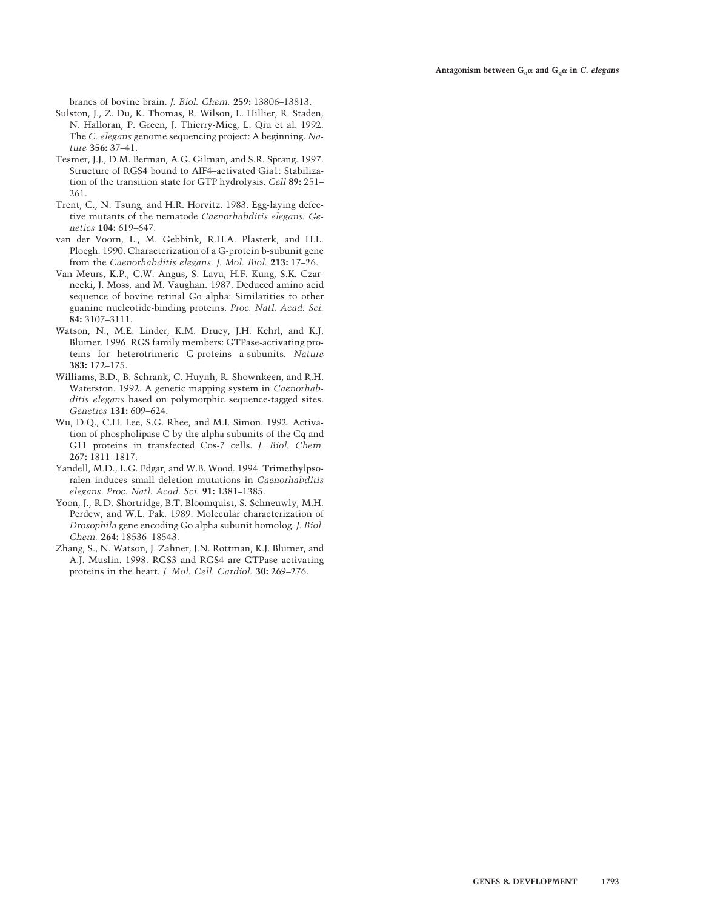branes of bovine brain. *J. Biol. Chem.* **259:** 13806–13813.

Sulston, J., Z. Du, K. Thomas, R. Wilson, L. Hillier, R. Staden, N. Halloran, P. Green, J. Thierry-Mieg, L. Qiu et al. 1992. The *C. elegans* genome sequencing project: A beginning. *Nature* **356:** 37–41.

Tesmer, J.J., D.M. Berman, A.G. Gilman, and S.R. Sprang. 1997. Structure of RGS4 bound to AlF4–activated Gia1: Stabilization of the transition state for GTP hydrolysis. *Cell* **89:** 251–261.

Trent, C., N. Tsung, and H.R. Horvitz. 1983. Egg-laying defective mutants of the nematode *Caenorhabditis elegans. Genetics* **104:** 619–647.

van der Voorn, L., M. Gebbink, R.H.A. Plasterk, and H.L. Ploegh. 1990. Characterization of a G-protein b-subunit gene from the *Caenorhabditis elegans. J. Mol. Biol.* **213:** 17–26.

Van Meurs, K.P., C.W. Angus, S. Lavu, H.F. Kung, S.K. Czarnecki, J. Moss, and M. Vaughan. 1987. Deduced amino acid sequence of bovine retinal Go alpha: Similarities to other guanine nucleotide-binding proteins. *Proc. Natl. Acad. Sci.* **84:** 3107–3111.

Watson, N., M.E. Linder, K.M. Druey, J.H. Kehrl, and K.J. Blumer. 1996. RGS family members: GTPase-activating proteins for heterotrimeric G-proteins a-subunits. *Nature* **383:** 172–175.

Williams, B.D., B. Schrank, C. Huynh, R. Shownkeen, and R.H. Waterston. 1992. A genetic mapping system in *Caenorhabditis elegans* based on polymorphic sequence-tagged sites. *Genetics* **131:** 609–624.

Wu, D.Q., C.H. Lee, S.G. Rhee, and M.I. Simon. 1992. Activation of phospholipase C by the alpha subunits of the Gq and G11 proteins in transfected Cos-7 cells. *J. Biol. Chem.* **267:** 1811–1817.

Yandell, M.D., L.G. Edgar, and W.B. Wood. 1994. Trimethylpsoralen induces small deletion mutations in *Caenorhabditis elegans*. *Proc. Natl. Acad. Sci.* **91:** 1381–1385.

Yoon, J., R.D. Shortridge, B.T. Bloomquist, S. Schneuwly, M.H. Perdew, and W.L. Pak. 1989. Molecular characterization of *Drosophila* gene encoding Go alpha subunit homolog. *J. Biol. Chem.* **264:** 18536–18543.

Zhang, S., N. Watson, J. Zahner, J.N. Rottman, K.J. Blumer, and A.J. Muslin. 1998. RGS3 and RGS4 are GTPase activating proteins in the heart. *J. Mol. Cell. Cardiol.* **30:** 269–276.